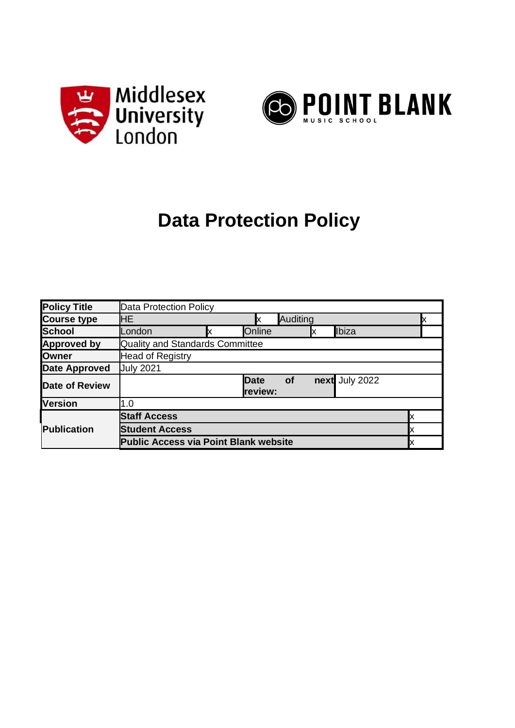# Data Protection Policy

| Policy Title | Data Protection Policy | | | | | |
|---|---|---|---|---|---|---|
| Course type | HE | | x | Auditing | | x |
| School | London | x | Online | x | Ibiza | |
| Approved by | Quality and Standards Committee | | | | | |
| Owner | Head of Registry | | | | | |
| Date Approved | July 2021 | | | | | |
| Date of Review | | | Date of next review: | | July 2022 | |
| Version | 1.0 | | | | | |
| Publication | **Staff Access** | | | | | x |
| | **Student Access** | | | | | x |
| | **Public Access via Point Blank website** | | | | | x |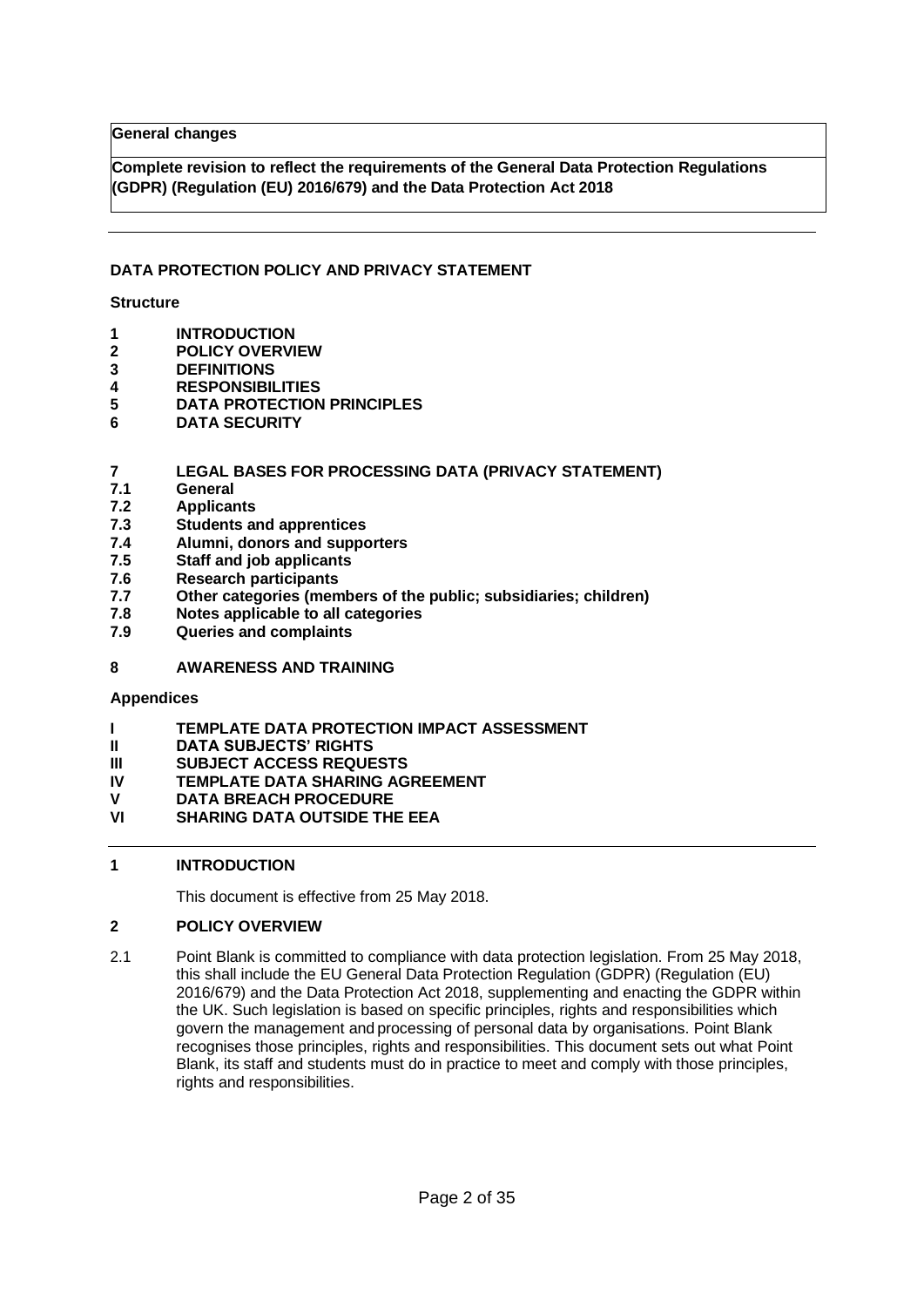| General changes |
| --- |
| Complete revision to reflect the requirements of the General Data Protection Regulations (GDPR) (Regulation (EU) 2016/679) and the Data Protection Act 2018 |

---

## DATA PROTECTION POLICY AND PRIVACY STATEMENT

**Structure**

**1 INTRODUCTION**
**2 POLICY OVERVIEW**
**3 DEFINITIONS**
**4 RESPONSIBILITIES**
**5 DATA PROTECTION PRINCIPLES**
**6 DATA SECURITY**

**7 LEGAL BASES FOR PROCESSING DATA (PRIVACY STATEMENT)**
**7.1 General**
**7.2 Applicants**
**7.3 Students and apprentices**
**7.4 Alumni, donors and supporters**
**7.5 Staff and job applicants**
**7.6 Research participants**
**7.7 Other categories (members of the public; subsidiaries; children)**
**7.8 Notes applicable to all categories**
**7.9 Queries and complaints**

**8 AWARENESS AND TRAINING**

**Appendices**

**I TEMPLATE DATA PROTECTION IMPACT ASSESSMENT**
**II DATA SUBJECTS' RIGHTS**
**III SUBJECT ACCESS REQUESTS**
**IV TEMPLATE DATA SHARING AGREEMENT**
**V DATA BREACH PROCEDURE**
**VI SHARING DATA OUTSIDE THE EEA**

---

## 1 INTRODUCTION

This document is effective from 25 May 2018.

## 2 POLICY OVERVIEW

2.1 Point Blank is committed to compliance with data protection legislation. From 25 May 2018, this shall include the EU General Data Protection Regulation (GDPR) (Regulation (EU) 2016/679) and the Data Protection Act 2018, supplementing and enacting the GDPR within the UK. Such legislation is based on specific principles, rights and responsibilities which govern the management and processing of personal data by organisations. Point Blank recognises those principles, rights and responsibilities. This document sets out what Point Blank, its staff and students must do in practice to meet and comply with those principles, rights and responsibilities.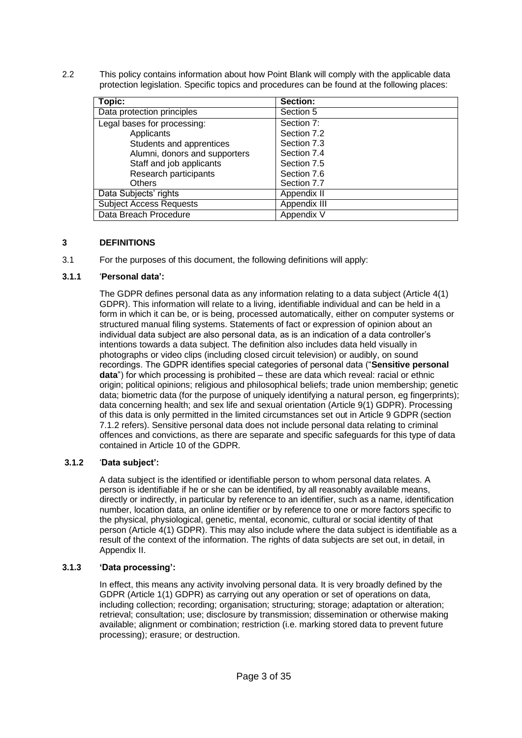2.2 This policy contains information about how Point Blank will comply with the applicable data protection legislation. Specific topics and procedures can be found at the following places:

| Topic: | Section: |
| --- | --- |
| Data protection principles | Section 5 |
| Legal bases for processing:<br>Applicants<br>Students and apprentices<br>Alumni, donors and supporters<br>Staff and job applicants<br>Research participants<br>Others | Section 7:<br>Section 7.2<br>Section 7.3<br>Section 7.4<br>Section 7.5<br>Section 7.6<br>Section 7.7 |
| Data Subjects' rights | Appendix II |
| Subject Access Requests | Appendix III |
| Data Breach Procedure | Appendix V |

## 3 DEFINITIONS

3.1 For the purposes of this document, the following definitions will apply:

### 3.1.1 '**Personal data':**

The GDPR defines personal data as any information relating to a data subject (Article 4(1) GDPR). This information will relate to a living, identifiable individual and can be held in a form in which it can be, or is being, processed automatically, either on computer systems or structured manual filing systems. Statements of fact or expression of opinion about an individual data subject are also personal data, as is an indication of a data controller's intentions towards a data subject. The definition also includes data held visually in photographs or video clips (including closed circuit television) or audibly, on sound recordings. The GDPR identifies special categories of personal data ("**Sensitive personal data**") for which processing is prohibited – these are data which reveal: racial or ethnic origin; political opinions; religious and philosophical beliefs; trade union membership; genetic data; biometric data (for the purpose of uniquely identifying a natural person, eg fingerprints); data concerning health; and sex life and sexual orientation (Article 9(1) GDPR). Processing of this data is only permitted in the limited circumstances set out in Article 9 GDPR (section 7.1.2 refers). Sensitive personal data does not include personal data relating to criminal offences and convictions, as there are separate and specific safeguards for this type of data contained in Article 10 of the GDPR.

### 3.1.2 '**Data subject':**

A data subject is the identified or identifiable person to whom personal data relates. A person is identifiable if he or she can be identified, by all reasonably available means, directly or indirectly, in particular by reference to an identifier, such as a name, identification number, location data, an online identifier or by reference to one or more factors specific to the physical, physiological, genetic, mental, economic, cultural or social identity of that person (Article 4(1) GDPR). This may also include where the data subject is identifiable as a result of the context of the information. The rights of data subjects are set out, in detail, in Appendix II.

### 3.1.3 **'Data processing':**

In effect, this means any activity involving personal data. It is very broadly defined by the GDPR (Article 1(1) GDPR) as carrying out any operation or set of operations on data, including collection; recording; organisation; structuring; storage; adaptation or alteration; retrieval; consultation; use; disclosure by transmission; dissemination or otherwise making available; alignment or combination; restriction (i.e. marking stored data to prevent future processing); erasure; or destruction.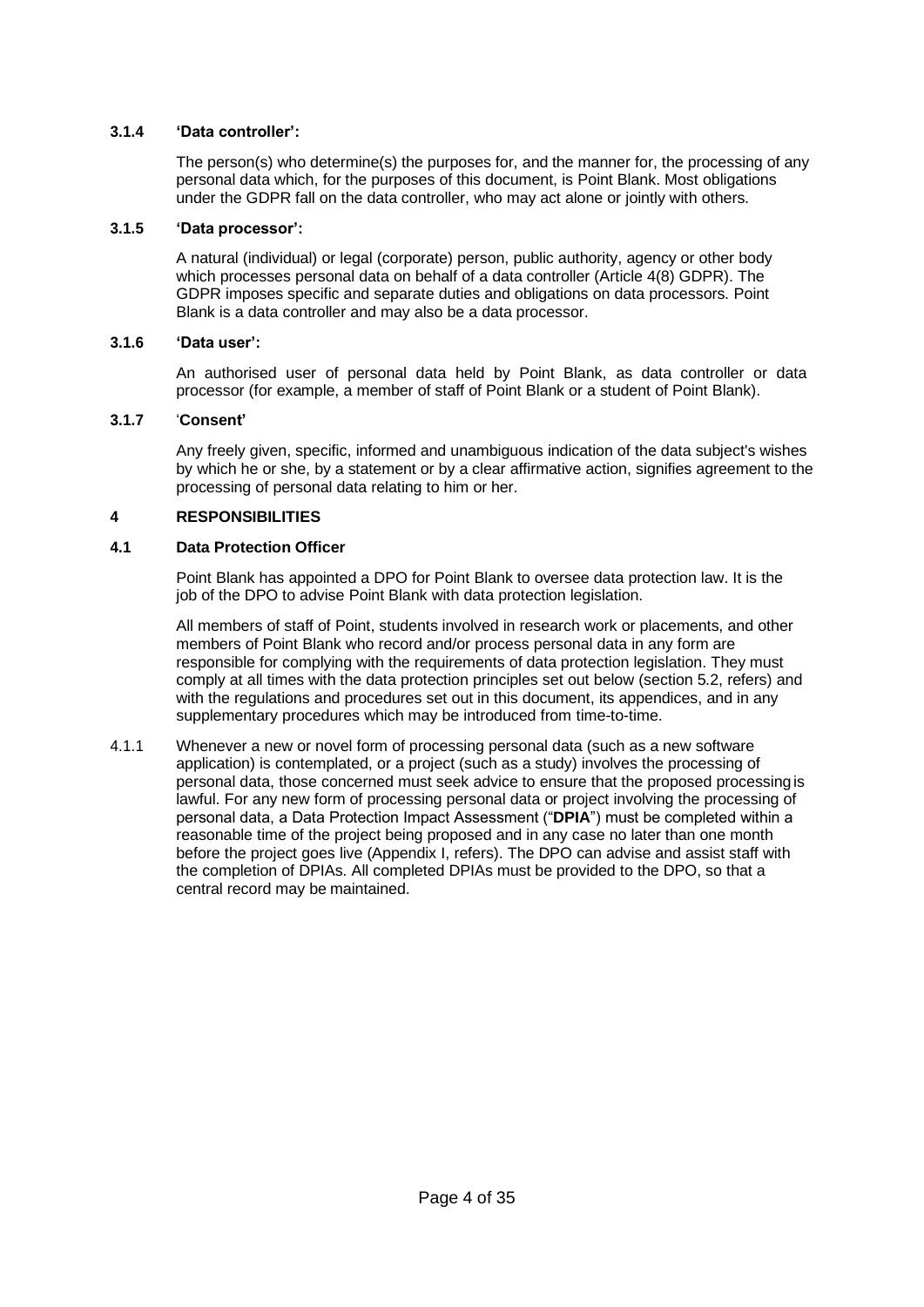#### 3.1.4 'Data controller':

The person(s) who determine(s) the purposes for, and the manner for, the processing of any personal data which, for the purposes of this document, is Point Blank. Most obligations under the GDPR fall on the data controller, who may act alone or jointly with others.

#### 3.1.5 'Data processor':

A natural (individual) or legal (corporate) person, public authority, agency or other body which processes personal data on behalf of a data controller (Article 4(8) GDPR). The GDPR imposes specific and separate duties and obligations on data processors. Point Blank is a data controller and may also be a data processor.

#### 3.1.6 'Data user':

An authorised user of personal data held by Point Blank, as data controller or data processor (for example, a member of staff of Point Blank or a student of Point Blank).

#### 3.1.7 'Consent'

Any freely given, specific, informed and unambiguous indication of the data subject's wishes by which he or she, by a statement or by a clear affirmative action, signifies agreement to the processing of personal data relating to him or her.

## 4 RESPONSIBILITIES

### 4.1 Data Protection Officer

Point Blank has appointed a DPO for Point Blank to oversee data protection law. It is the job of the DPO to advise Point Blank with data protection legislation.

All members of staff of Point, students involved in research work or placements, and other members of Point Blank who record and/or process personal data in any form are responsible for complying with the requirements of data protection legislation. They must comply at all times with the data protection principles set out below (section 5.2, refers) and with the regulations and procedures set out in this document, its appendices, and in any supplementary procedures which may be introduced from time-to-time.

4.1.1 Whenever a new or novel form of processing personal data (such as a new software application) is contemplated, or a project (such as a study) involves the processing of personal data, those concerned must seek advice to ensure that the proposed processing is lawful. For any new form of processing personal data or project involving the processing of personal data, a Data Protection Impact Assessment ("**DPIA**") must be completed within a reasonable time of the project being proposed and in any case no later than one month before the project goes live (Appendix I, refers). The DPO can advise and assist staff with the completion of DPIAs. All completed DPIAs must be provided to the DPO, so that a central record may be maintained.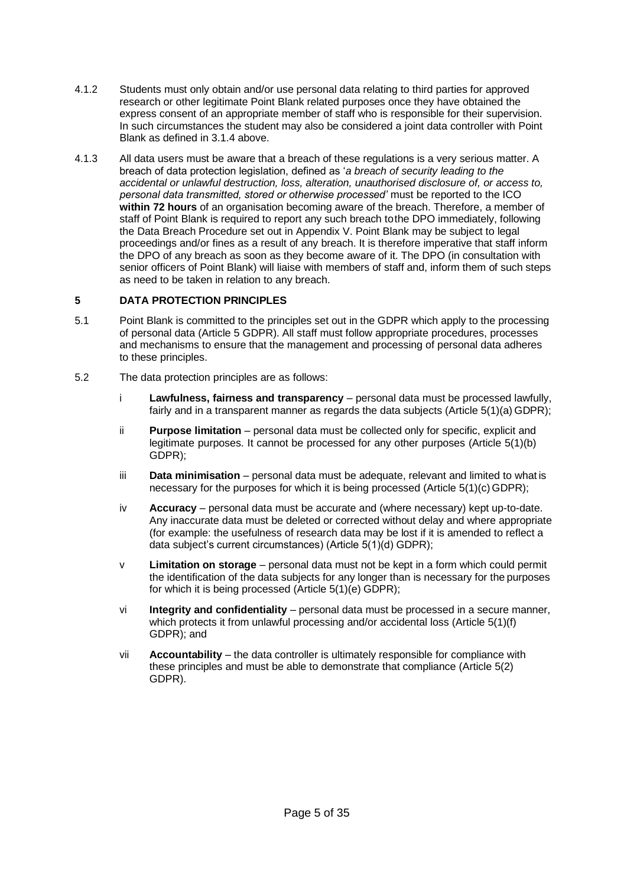4.1.2 Students must only obtain and/or use personal data relating to third parties for approved research or other legitimate Point Blank related purposes once they have obtained the express consent of an appropriate member of staff who is responsible for their supervision. In such circumstances the student may also be considered a joint data controller with Point Blank as defined in 3.1.4 above.

4.1.3 All data users must be aware that a breach of these regulations is a very serious matter. A breach of data protection legislation, defined as '*a breach of security leading to the accidental or unlawful destruction, loss, alteration, unauthorised disclosure of, or access to, personal data transmitted, stored or otherwise processed'* must be reported to the ICO **within 72 hours** of an organisation becoming aware of the breach. Therefore, a member of staff of Point Blank is required to report any such breach tothe DPO immediately, following the Data Breach Procedure set out in Appendix V. Point Blank may be subject to legal proceedings and/or fines as a result of any breach. It is therefore imperative that staff inform the DPO of any breach as soon as they become aware of it. The DPO (in consultation with senior officers of Point Blank) will liaise with members of staff and, inform them of such steps as need to be taken in relation to any breach.

## 5 DATA PROTECTION PRINCIPLES

5.1 Point Blank is committed to the principles set out in the GDPR which apply to the processing of personal data (Article 5 GDPR). All staff must follow appropriate procedures, processes and mechanisms to ensure that the management and processing of personal data adheres to these principles.

5.2 The data protection principles are as follows:

i **Lawfulness, fairness and transparency** – personal data must be processed lawfully, fairly and in a transparent manner as regards the data subjects (Article 5(1)(a) GDPR);

ii **Purpose limitation** – personal data must be collected only for specific, explicit and legitimate purposes. It cannot be processed for any other purposes (Article 5(1)(b) GDPR);

iii **Data minimisation** – personal data must be adequate, relevant and limited to what is necessary for the purposes for which it is being processed (Article 5(1)(c) GDPR);

iv **Accuracy** – personal data must be accurate and (where necessary) kept up-to-date. Any inaccurate data must be deleted or corrected without delay and where appropriate (for example: the usefulness of research data may be lost if it is amended to reflect a data subject's current circumstances) (Article 5(1)(d) GDPR);

v **Limitation on storage** – personal data must not be kept in a form which could permit the identification of the data subjects for any longer than is necessary for the purposes for which it is being processed (Article 5(1)(e) GDPR);

vi **Integrity and confidentiality** – personal data must be processed in a secure manner, which protects it from unlawful processing and/or accidental loss (Article 5(1)(f) GDPR); and

vii **Accountability** – the data controller is ultimately responsible for compliance with these principles and must be able to demonstrate that compliance (Article 5(2) GDPR).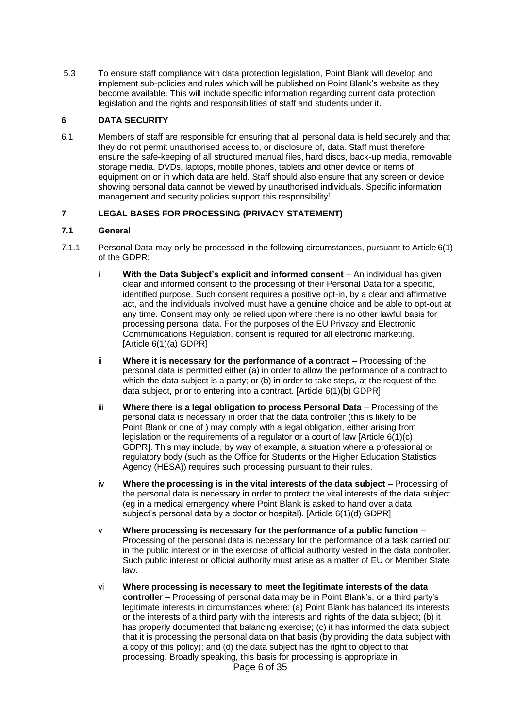5.3 To ensure staff compliance with data protection legislation, Point Blank will develop and implement sub-policies and rules which will be published on Point Blank's website as they become available. This will include specific information regarding current data protection legislation and the rights and responsibilities of staff and students under it.

## 6 DATA SECURITY

6.1 Members of staff are responsible for ensuring that all personal data is held securely and that they do not permit unauthorised access to, or disclosure of, data. Staff must therefore ensure the safe-keeping of all structured manual files, hard discs, back-up media, removable storage media, DVDs, laptops, mobile phones, tablets and other device or items of equipment on or in which data are held. Staff should also ensure that any screen or device showing personal data cannot be viewed by unauthorised individuals. Specific information management and security policies support this responsibility[1].

## 7 LEGAL BASES FOR PROCESSING (PRIVACY STATEMENT)

### 7.1 General

7.1.1 Personal Data may only be processed in the following circumstances, pursuant to Article 6(1) of the GDPR:

i **With the Data Subject's explicit and informed consent** – An individual has given clear and informed consent to the processing of their Personal Data for a specific, identified purpose. Such consent requires a positive opt-in, by a clear and affirmative act, and the individuals involved must have a genuine choice and be able to opt-out at any time. Consent may only be relied upon where there is no other lawful basis for processing personal data. For the purposes of the EU Privacy and Electronic Communications Regulation, consent is required for all electronic marketing. [Article 6(1)(a) GDPR]

ii **Where it is necessary for the performance of a contract** – Processing of the personal data is permitted either (a) in order to allow the performance of a contract to which the data subject is a party; or (b) in order to take steps, at the request of the data subject, prior to entering into a contract. [Article 6(1)(b) GDPR]

iii **Where there is a legal obligation to process Personal Data** – Processing of the personal data is necessary in order that the data controller (this is likely to be Point Blank or one of ) may comply with a legal obligation, either arising from legislation or the requirements of a regulator or a court of law [Article 6(1)(c) GDPR]. This may include, by way of example, a situation where a professional or regulatory body (such as the Office for Students or the Higher Education Statistics Agency (HESA)) requires such processing pursuant to their rules.

iv **Where the processing is in the vital interests of the data subject** – Processing of the personal data is necessary in order to protect the vital interests of the data subject (eg in a medical emergency where Point Blank is asked to hand over a data subject's personal data by a doctor or hospital). [Article 6(1)(d) GDPR]

v **Where processing is necessary for the performance of a public function** – Processing of the personal data is necessary for the performance of a task carried out in the public interest or in the exercise of official authority vested in the data controller. Such public interest or official authority must arise as a matter of EU or Member State law.

vi **Where processing is necessary to meet the legitimate interests of the data controller** – Processing of personal data may be in Point Blank's, or a third party's legitimate interests in circumstances where: (a) Point Blank has balanced its interests or the interests of a third party with the interests and rights of the data subject; (b) it has properly documented that balancing exercise; (c) it has informed the data subject that it is processing the personal data on that basis (by providing the data subject with a copy of this policy); and (d) the data subject has the right to object to that processing. Broadly speaking, this basis for processing is appropriate in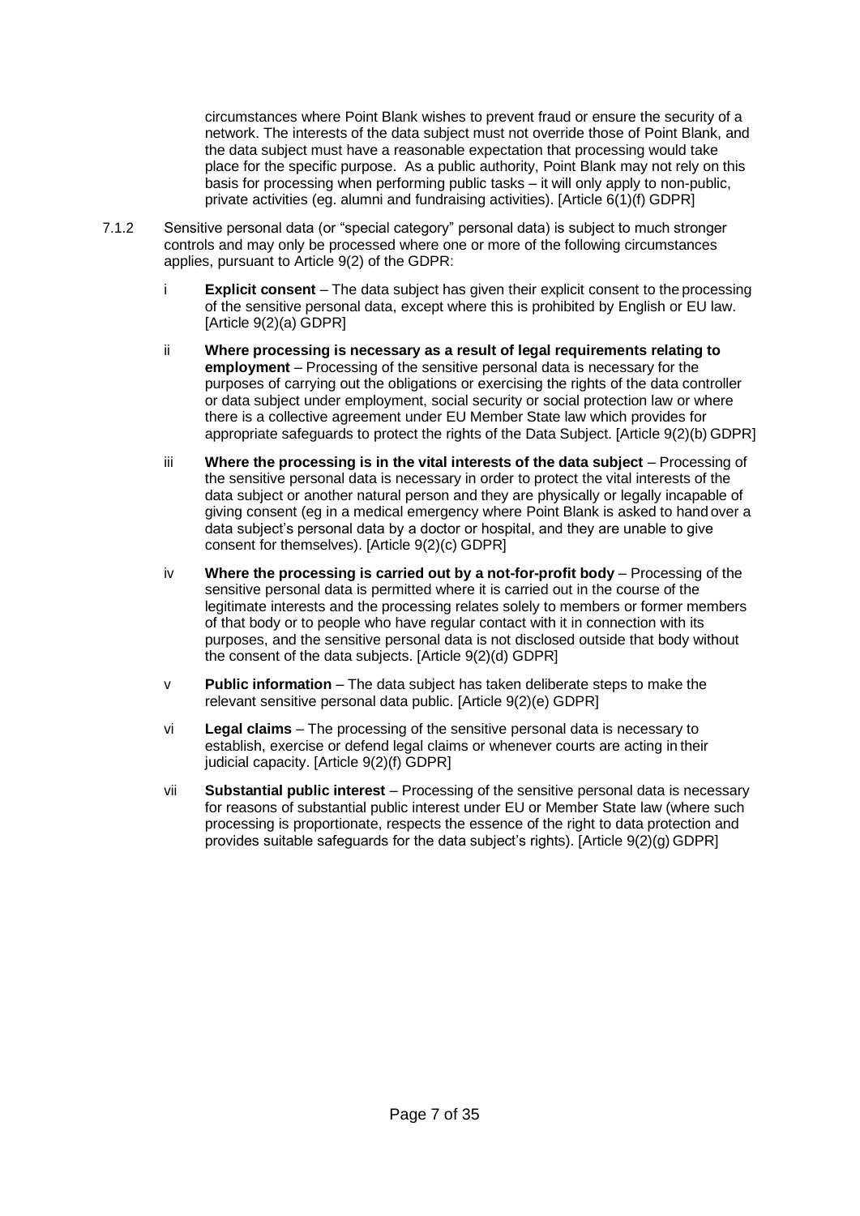circumstances where Point Blank wishes to prevent fraud or ensure the security of a network. The interests of the data subject must not override those of Point Blank, and the data subject must have a reasonable expectation that processing would take place for the specific purpose. As a public authority, Point Blank may not rely on this basis for processing when performing public tasks – it will only apply to non-public, private activities (eg. alumni and fundraising activities). [Article 6(1)(f) GDPR]

7.1.2 Sensitive personal data (or "special category" personal data) is subject to much stronger controls and may only be processed where one or more of the following circumstances applies, pursuant to Article 9(2) of the GDPR:

i **Explicit consent** – The data subject has given their explicit consent to the processing of the sensitive personal data, except where this is prohibited by English or EU law. [Article 9(2)(a) GDPR]

ii **Where processing is necessary as a result of legal requirements relating to employment** – Processing of the sensitive personal data is necessary for the purposes of carrying out the obligations or exercising the rights of the data controller or data subject under employment, social security or social protection law or where there is a collective agreement under EU Member State law which provides for appropriate safeguards to protect the rights of the Data Subject. [Article 9(2)(b) GDPR]

iii **Where the processing is in the vital interests of the data subject** – Processing of the sensitive personal data is necessary in order to protect the vital interests of the data subject or another natural person and they are physically or legally incapable of giving consent (eg in a medical emergency where Point Blank is asked to hand over a data subject's personal data by a doctor or hospital, and they are unable to give consent for themselves). [Article 9(2)(c) GDPR]

iv **Where the processing is carried out by a not-for-profit body** – Processing of the sensitive personal data is permitted where it is carried out in the course of the legitimate interests and the processing relates solely to members or former members of that body or to people who have regular contact with it in connection with its purposes, and the sensitive personal data is not disclosed outside that body without the consent of the data subjects. [Article 9(2)(d) GDPR]

v **Public information** – The data subject has taken deliberate steps to make the relevant sensitive personal data public. [Article 9(2)(e) GDPR]

vi **Legal claims** – The processing of the sensitive personal data is necessary to establish, exercise or defend legal claims or whenever courts are acting in their judicial capacity. [Article 9(2)(f) GDPR]

vii **Substantial public interest** – Processing of the sensitive personal data is necessary for reasons of substantial public interest under EU or Member State law (where such processing is proportionate, respects the essence of the right to data protection and provides suitable safeguards for the data subject's rights). [Article 9(2)(g) GDPR]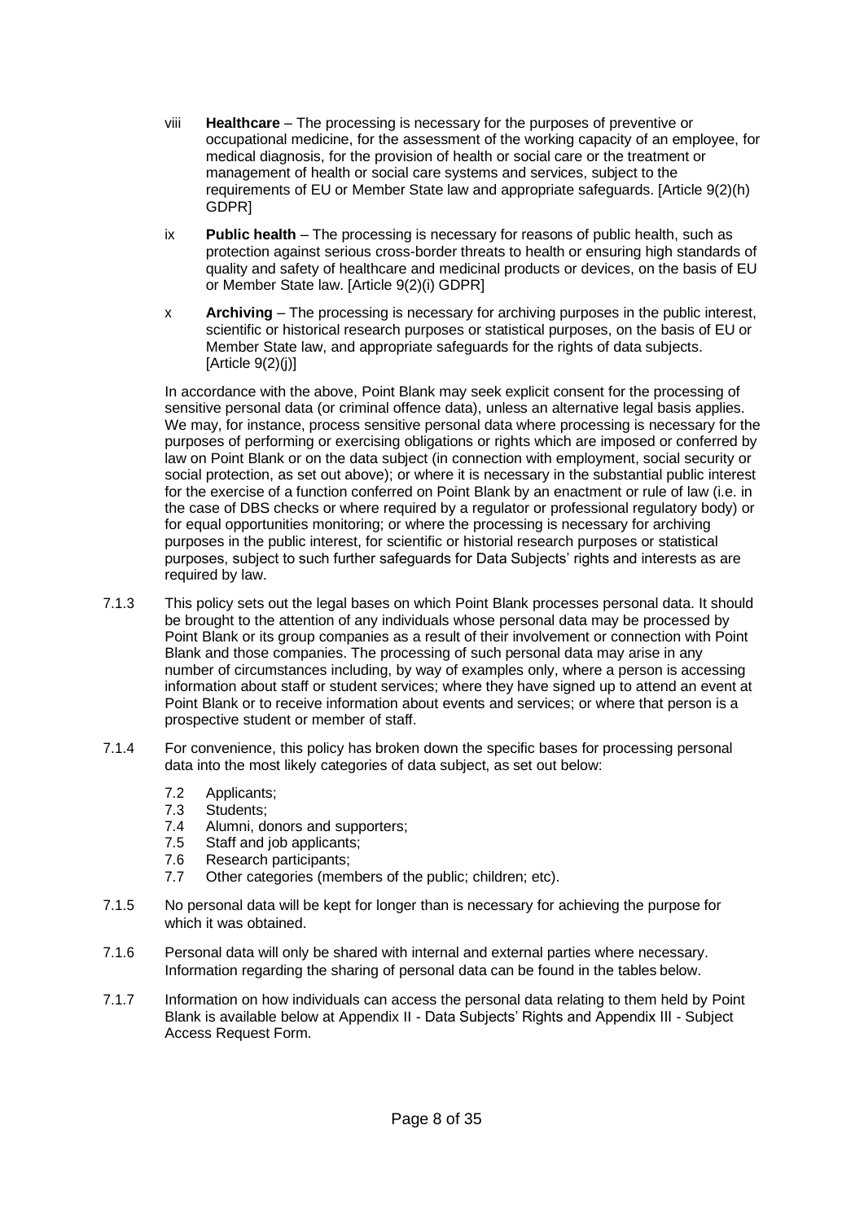viii **Healthcare** – The processing is necessary for the purposes of preventive or occupational medicine, for the assessment of the working capacity of an employee, for medical diagnosis, for the provision of health or social care or the treatment or management of health or social care systems and services, subject to the requirements of EU or Member State law and appropriate safeguards. [Article 9(2)(h) GDPR]

ix **Public health** – The processing is necessary for reasons of public health, such as protection against serious cross-border threats to health or ensuring high standards of quality and safety of healthcare and medicinal products or devices, on the basis of EU or Member State law. [Article 9(2)(i) GDPR]

x **Archiving** – The processing is necessary for archiving purposes in the public interest, scientific or historical research purposes or statistical purposes, on the basis of EU or Member State law, and appropriate safeguards for the rights of data subjects. [Article 9(2)(j)]

In accordance with the above, Point Blank may seek explicit consent for the processing of sensitive personal data (or criminal offence data), unless an alternative legal basis applies. We may, for instance, process sensitive personal data where processing is necessary for the purposes of performing or exercising obligations or rights which are imposed or conferred by law on Point Blank or on the data subject (in connection with employment, social security or social protection, as set out above); or where it is necessary in the substantial public interest for the exercise of a function conferred on Point Blank by an enactment or rule of law (i.e. in the case of DBS checks or where required by a regulator or professional regulatory body) or for equal opportunities monitoring; or where the processing is necessary for archiving purposes in the public interest, for scientific or historial research purposes or statistical purposes, subject to such further safeguards for Data Subjects' rights and interests as are required by law.

7.1.3 This policy sets out the legal bases on which Point Blank processes personal data. It should be brought to the attention of any individuals whose personal data may be processed by Point Blank or its group companies as a result of their involvement or connection with Point Blank and those companies. The processing of such personal data may arise in any number of circumstances including, by way of examples only, where a person is accessing information about staff or student services; where they have signed up to attend an event at Point Blank or to receive information about events and services; or where that person is a prospective student or member of staff.

7.1.4 For convenience, this policy has broken down the specific bases for processing personal data into the most likely categories of data subject, as set out below:

- 7.2 Applicants;
- 7.3 Students;
- 7.4 Alumni, donors and supporters;
- 7.5 Staff and job applicants;
- 7.6 Research participants;
- 7.7 Other categories (members of the public; children; etc).

7.1.5 No personal data will be kept for longer than is necessary for achieving the purpose for which it was obtained.

7.1.6 Personal data will only be shared with internal and external parties where necessary. Information regarding the sharing of personal data can be found in the tables below.

7.1.7 Information on how individuals can access the personal data relating to them held by Point Blank is available below at Appendix II - Data Subjects' Rights and Appendix III - Subject Access Request Form.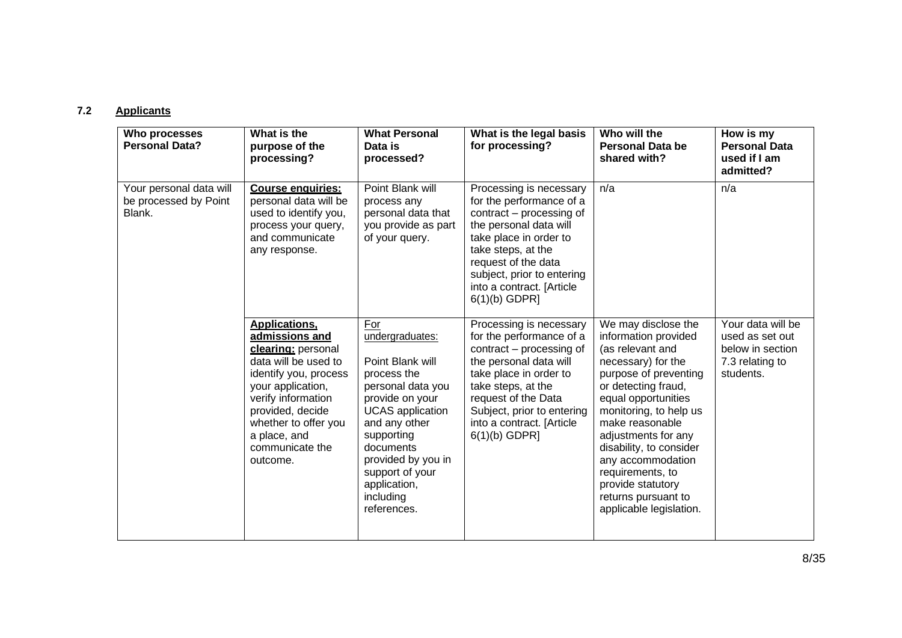## 7.2 Applicants

| Who processes Personal Data? | What is the purpose of the processing? | What Personal Data is processed? | What is the legal basis for processing? | Who will the Personal Data be shared with? | How is my Personal Data used if I am admitted? |
|---|---|---|---|---|---|
| Your personal data will be processed by Point Blank. | **Course enquiries:** personal data will be used to identify you, process your query, and communicate any response. | Point Blank will process any personal data that you provide as part of your query. | Processing is necessary for the performance of a contract – processing of the personal data will take place in order to take steps, at the request of the data subject, prior to entering into a contract. [Article 6(1)(b) GDPR] | n/a | n/a |
| | **Applications, admissions and clearing:** personal data will be used to identify you, process your application, verify information provided, decide whether to offer you a place, and communicate the outcome. | For undergraduates: Point Blank will process the personal data you provide on your UCAS application and any other supporting documents provided by you in support of your application, including references. | Processing is necessary for the performance of a contract – processing of the personal data will take place in order to take steps, at the request of the Data Subject, prior to entering into a contract. [Article 6(1)(b) GDPR] | We may disclose the information provided (as relevant and necessary) for the purpose of preventing or detecting fraud, equal opportunities monitoring, to help us make reasonable adjustments for any disability, to consider any accommodation requirements, to provide statutory returns pursuant to applicable legislation. | Your data will be used as set out below in section 7.3 relating to students. |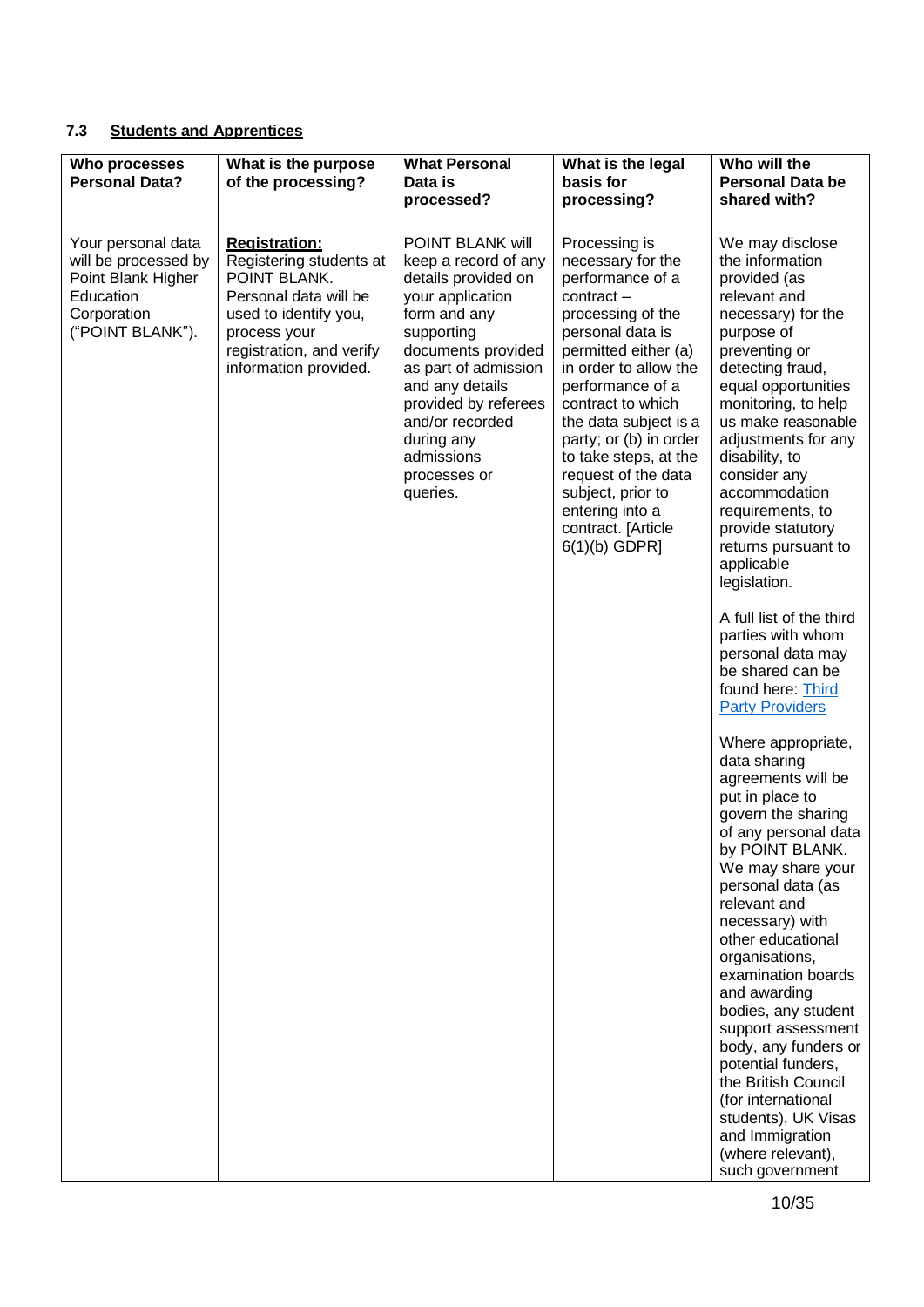### 7.3 **Students and Apprentices**

| Who processes Personal Data? | What is the purpose of the processing? | What Personal Data is processed? | What is the legal basis for processing? | Who will the Personal Data be shared with? |
|---|---|---|---|---|
| Your personal data will be processed by Point Blank Higher Education Corporation ("POINT BLANK"). | **Registration:** Registering students at POINT BLANK. Personal data will be used to identify you, process your registration, and verify information provided. | POINT BLANK will keep a record of any details provided on your application form and any supporting documents provided as part of admission and any details provided by referees and/or recorded during any admissions processes or queries. | Processing is necessary for the performance of a contract – processing of the personal data is permitted either (a) in order to allow the performance of a contract to which the data subject is a party; or (b) in order to take steps, at the request of the data subject, prior to entering into a contract. [Article 6(1)(b) GDPR] | We may disclose the information provided (as relevant and necessary) for the purpose of preventing or detecting fraud, equal opportunities monitoring, to help us make reasonable adjustments for any disability, to consider any accommodation requirements, to provide statutory returns pursuant to applicable legislation.<br><br>A full list of the third parties with whom personal data may be shared can be found here: [Third Party Providers]()<br><br>Where appropriate, data sharing agreements will be put in place to govern the sharing of any personal data by POINT BLANK. We may share your personal data (as relevant and necessary) with other educational organisations, examination boards and awarding bodies, any student support assessment body, any funders or potential funders, the British Council (for international students), UK Visas and Immigration (where relevant), such government |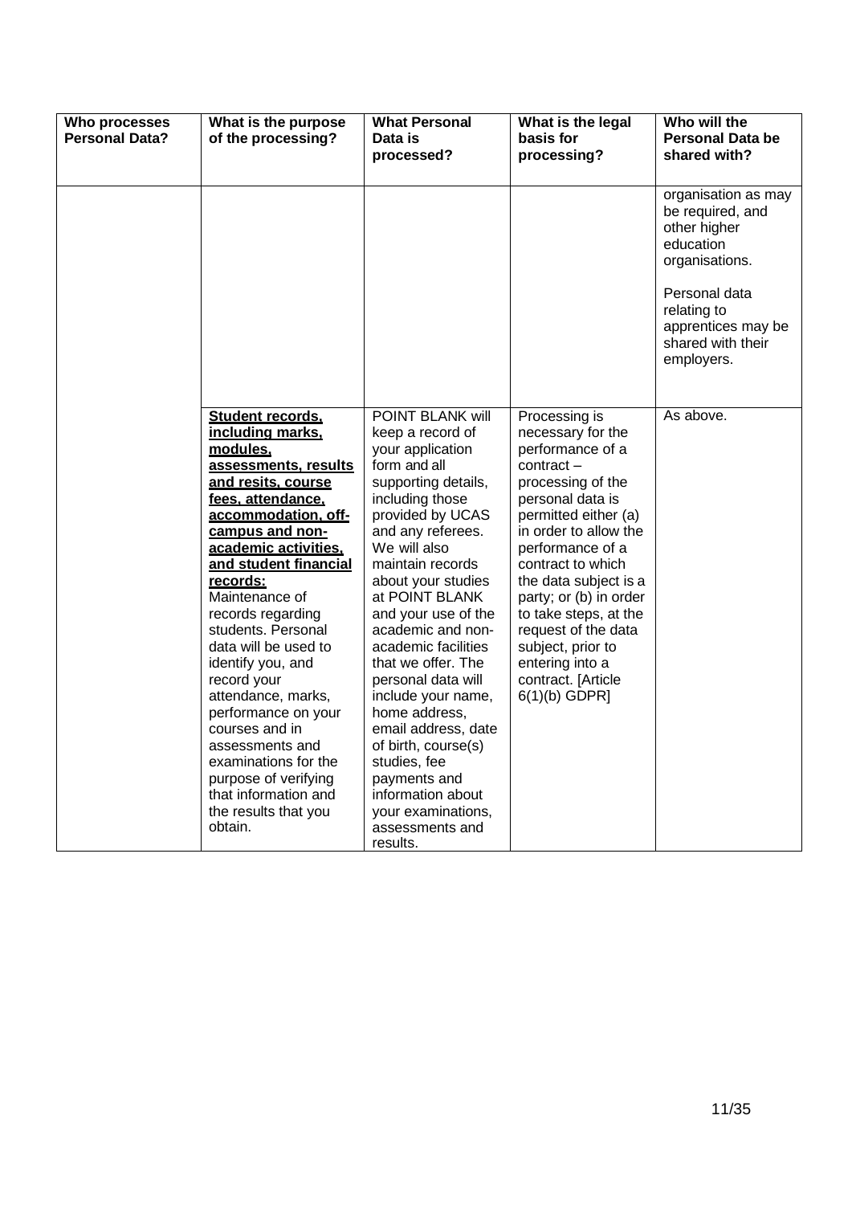| Who processes Personal Data? | What is the purpose of the processing? | What Personal Data is processed? | What is the legal basis for processing? | Who will the Personal Data be shared with? |
|---|---|---|---|---|
| | | | | organisation as may be required, and other higher education organisations.<br><br>Personal data relating to apprentices may be shared with their employers. |
| | **Student records, including marks, modules, assessments, results and resits, course fees, attendance, accommodation, off-campus and non-academic activities, and student financial records:** Maintenance of records regarding students. Personal data will be used to identify you, and record your attendance, marks, performance on your courses and in assessments and examinations for the purpose of verifying that information and the results that you obtain. | POINT BLANK will keep a record of your application form and all supporting details, including those provided by UCAS and any referees. We will also maintain records about your studies at POINT BLANK and your use of the academic and non-academic facilities that we offer. The personal data will include your name, home address, email address, date of birth, course(s) studies, fee payments and information about your examinations, assessments and results. | Processing is necessary for the performance of a contract – processing of the personal data is permitted either (a) in order to allow the performance of a contract to which the data subject is a party; or (b) in order to take steps, at the request of the data subject, prior to entering into a contract. [Article 6(1)(b) GDPR] | As above. |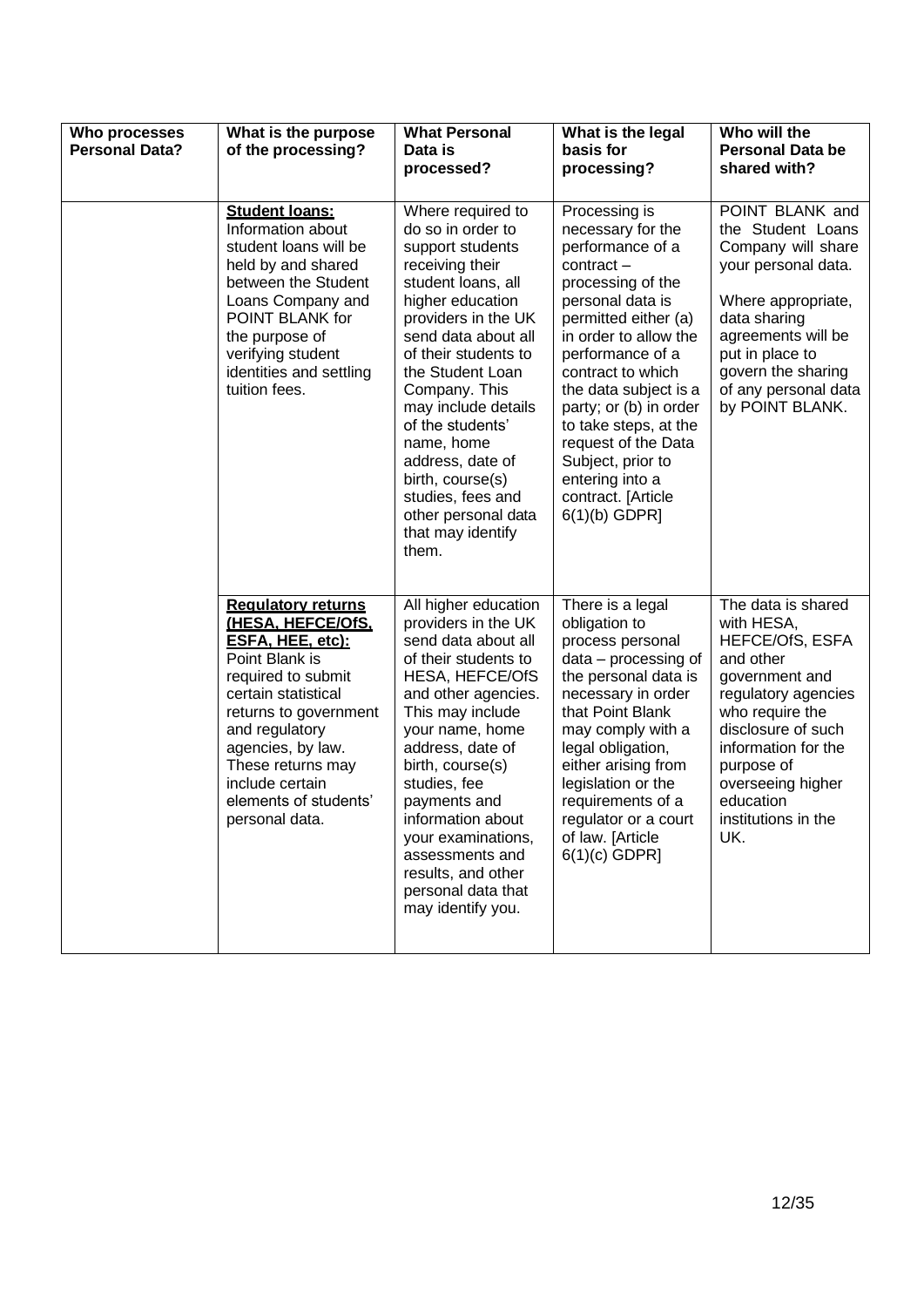| Who processes Personal Data? | What is the purpose of the processing? | What Personal Data is processed? | What is the legal basis for processing? | Who will the Personal Data be shared with? |
|---|---|---|---|---|
| | **Student loans:** Information about student loans will be held by and shared between the Student Loans Company and POINT BLANK for the purpose of verifying student identities and settling tuition fees. | Where required to do so in order to support students receiving their student loans, all higher education providers in the UK send data about all of their students to the Student Loan Company. This may include details of the students' name, home address, date of birth, course(s) studies, fees and other personal data that may identify them. | Processing is necessary for the performance of a contract – processing of the personal data is permitted either (a) in order to allow the performance of a contract to which the data subject is a party; or (b) in order to take steps, at the request of the Data Subject, prior to entering into a contract. [Article 6(1)(b) GDPR] | POINT BLANK and the Student Loans Company will share your personal data.<br><br>Where appropriate, data sharing agreements will be put in place to govern the sharing of any personal data by POINT BLANK. |
| | **Regulatory returns (HESA, HEFCE/OfS, ESFA, HEE, etc):** Point Blank is required to submit certain statistical returns to government and regulatory agencies, by law. These returns may include certain elements of students' personal data. | All higher education providers in the UK send data about all of their students to HESA, HEFCE/OfS and other agencies. This may include your name, home address, date of birth, course(s) studies, fee payments and information about your examinations, assessments and results, and other personal data that may identify you. | There is a legal obligation to process personal data – processing of the personal data is necessary in order that Point Blank may comply with a legal obligation, either arising from legislation or the requirements of a regulator or a court of law. [Article 6(1)(c) GDPR] | The data is shared with HESA, HEFCE/OfS, ESFA and other government and regulatory agencies who require the disclosure of such information for the purpose of overseeing higher education institutions in the UK. |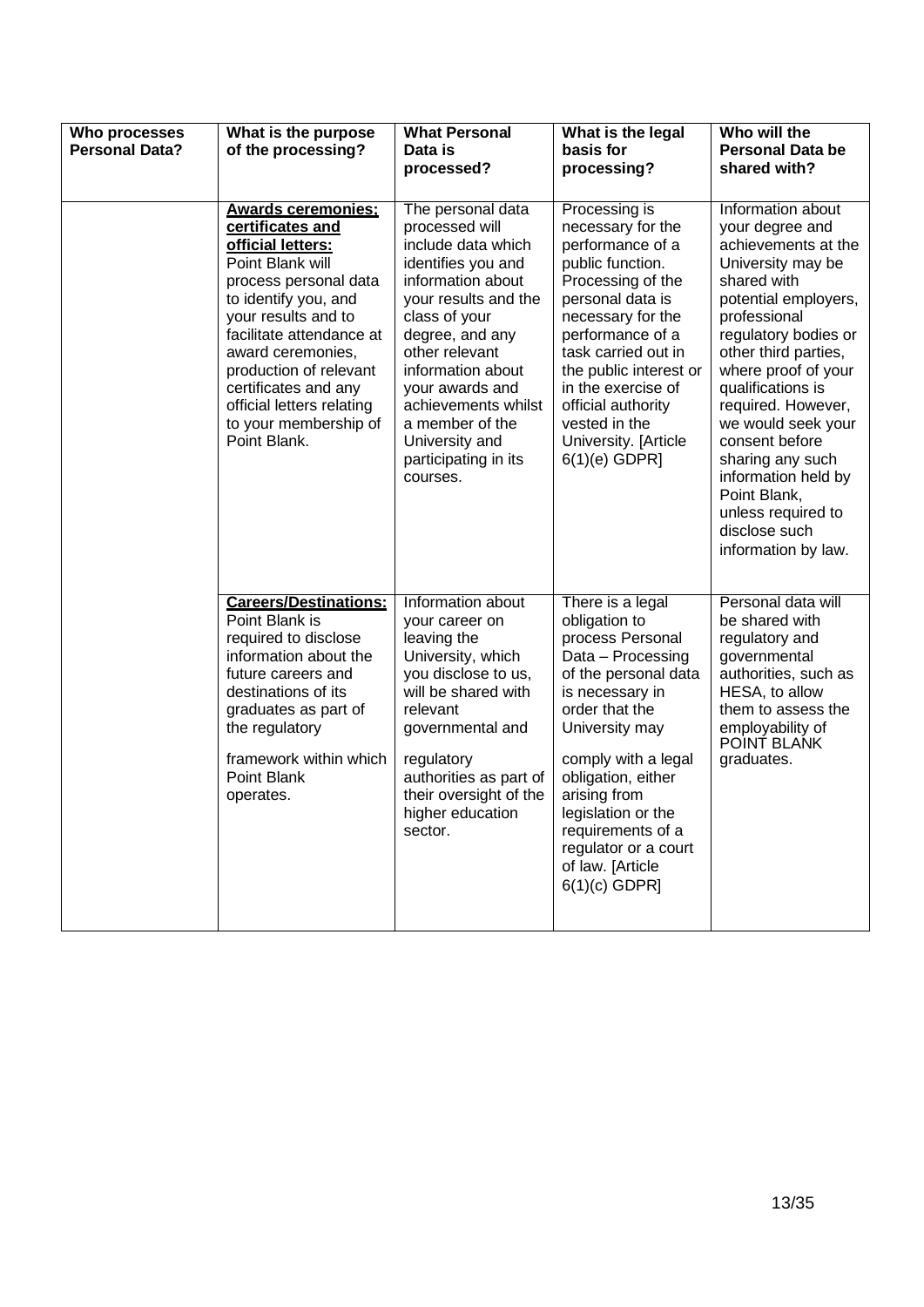| Who processes Personal Data? | What is the purpose of the processing? | What Personal Data is processed? | What is the legal basis for processing? | Who will the Personal Data be shared with? |
|---|---|---|---|---|
| | **<u>Awards ceremonies; certificates and official letters:</u>** Point Blank will process personal data to identify you, and your results and to facilitate attendance at award ceremonies, production of relevant certificates and any official letters relating to your membership of Point Blank. | The personal data processed will include data which identifies you and information about your results and the class of your degree, and any other relevant information about your awards and achievements whilst a member of the University and participating in its courses. | Processing is necessary for the performance of a public function. Processing of the personal data is necessary for the performance of a task carried out in the public interest or in the exercise of official authority vested in the University. [Article 6(1)(e) GDPR] | Information about your degree and achievements at the University may be shared with potential employers, professional regulatory bodies or other third parties, where proof of your qualifications is required. However, we would seek your consent before sharing any such information held by Point Blank, unless required to disclose such information by law. |
| | **<u>Careers/Destinations:</u>** Point Blank is required to disclose information about the future careers and destinations of its graduates as part of the regulatory framework within which Point Blank operates. | Information about your career on leaving the University, which you disclose to us, will be shared with relevant governmental and regulatory authorities as part of their oversight of the higher education sector. | There is a legal obligation to process Personal Data – Processing of the personal data is necessary in order that the University may comply with a legal obligation, either arising from legislation or the requirements of a regulator or a court of law. [Article 6(1)(c) GDPR] | Personal data will be shared with regulatory and governmental authorities, such as HESA, to allow them to assess the employability of POINT BLANK graduates. |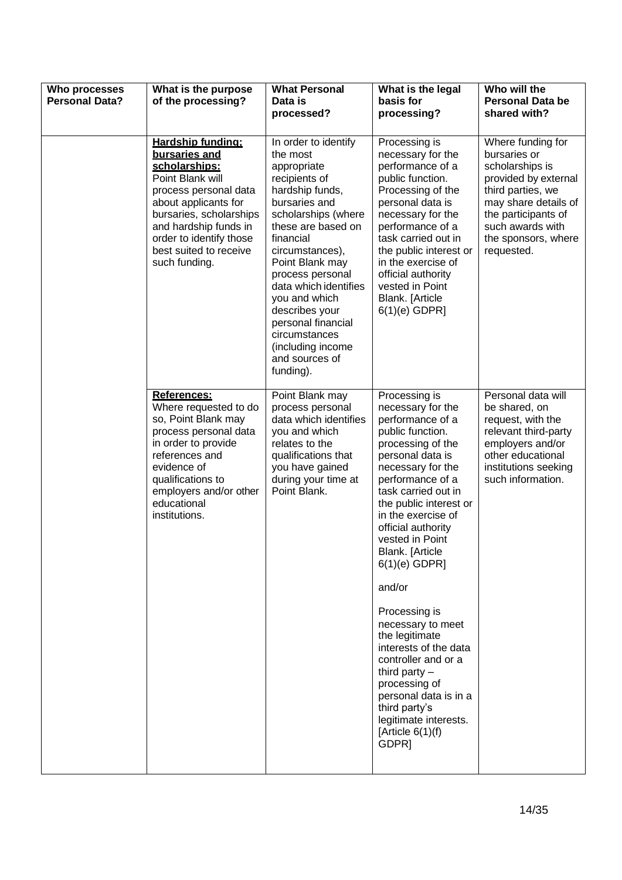| Who processes Personal Data? | What is the purpose of the processing? | What Personal Data is processed? | What is the legal basis for processing? | Who will the Personal Data be shared with? |
|---|---|---|---|---|
| | **Hardship funding; bursaries and scholarships:** Point Blank will process personal data about applicants for bursaries, scholarships and hardship funds in order to identify those best suited to receive such funding. | In order to identify the most appropriate recipients of hardship funds, bursaries and scholarships (where these are based on financial circumstances), Point Blank may process personal data which identifies you and which describes your personal financial circumstances (including income and sources of funding). | Processing is necessary for the performance of a public function. Processing of the personal data is necessary for the performance of a task carried out in the public interest or in the exercise of official authority vested in Point Blank. [Article 6(1)(e) GDPR] | Where funding for bursaries or scholarships is provided by external third parties, we may share details of the participants of such awards with the sponsors, where requested. |
| | **References:** Where requested to do so, Point Blank may process personal data in order to provide references and evidence of qualifications to employers and/or other educational institutions. | Point Blank may process personal data which identifies you and which relates to the qualifications that you have gained during your time at Point Blank. | Processing is necessary for the performance of a public function. processing of the personal data is necessary for the performance of a task carried out in the public interest or in the exercise of official authority vested in Point Blank. [Article 6(1)(e) GDPR]<br><br>and/or<br><br>Processing is necessary to meet the legitimate interests of the data controller and or a third party – processing of personal data is in a third party's legitimate interests. [Article 6(1)(f) GDPR] | Personal data will be shared, on request, with the relevant third-party employers and/or other educational institutions seeking such information. |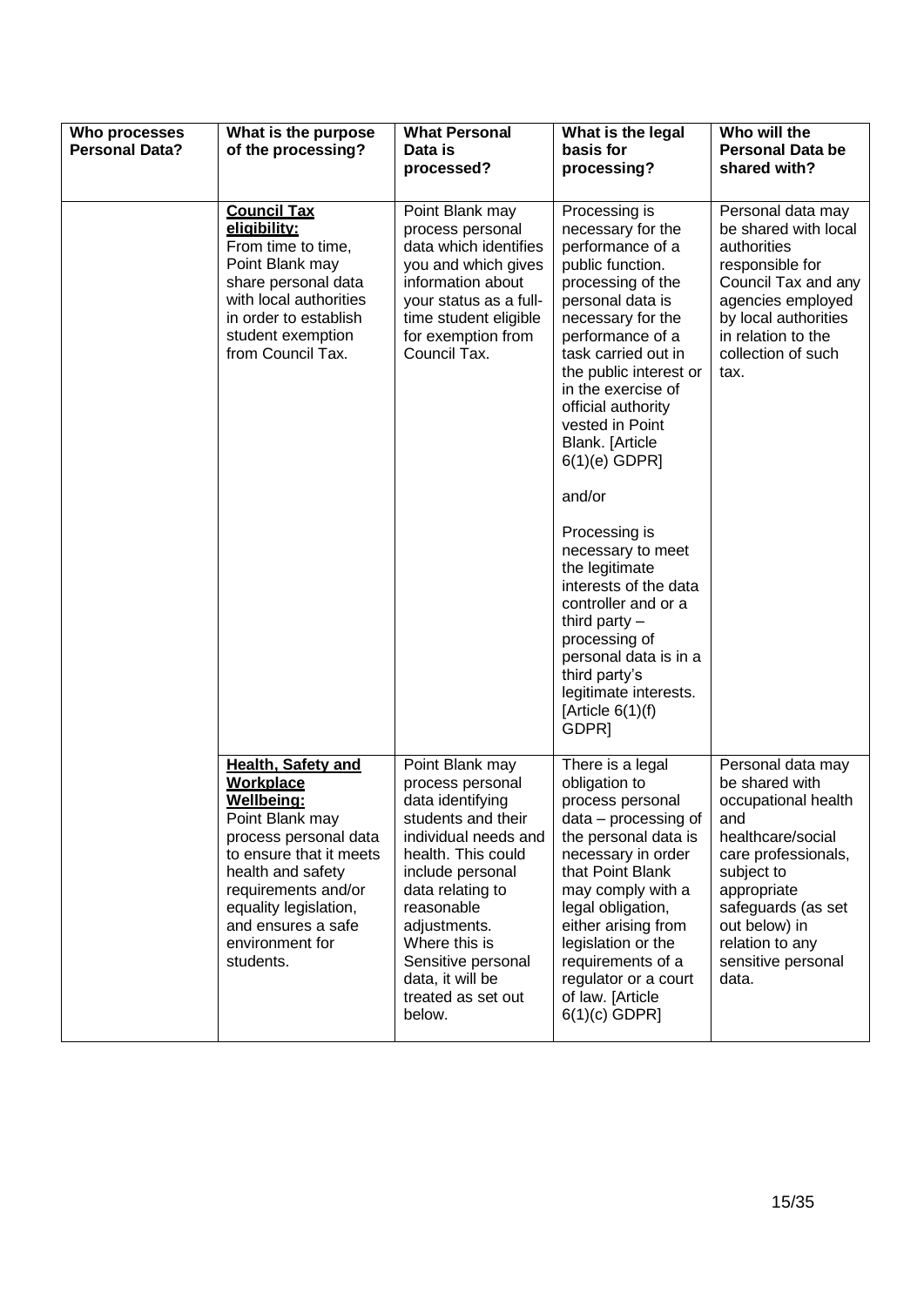| Who processes Personal Data? | What is the purpose of the processing? | What Personal Data is processed? | What is the legal basis for processing? | Who will the Personal Data be shared with? |
|---|---|---|---|---|
| | **Council Tax eligibility:** From time to time, Point Blank may share personal data with local authorities in order to establish student exemption from Council Tax. | Point Blank may process personal data which identifies you and which gives information about your status as a full-time student eligible for exemption from Council Tax. | Processing is necessary for the performance of a public function. processing of the personal data is necessary for the performance of a task carried out in the public interest or in the exercise of official authority vested in Point Blank. [Article 6(1)(e) GDPR] and/or Processing is necessary to meet the legitimate interests of the data controller and or a third party – processing of personal data is in a third party's legitimate interests. [Article 6(1)(f) GDPR] | Personal data may be shared with local authorities responsible for Council Tax and any agencies employed by local authorities in relation to the collection of such tax. |
| | **Health, Safety and Workplace Wellbeing:** Point Blank may process personal data to ensure that it meets health and safety requirements and/or equality legislation, and ensures a safe environment for students. | Point Blank may process personal data identifying students and their individual needs and health. This could include personal data relating to reasonable adjustments. Where this is Sensitive personal data, it will be treated as set out below. | There is a legal obligation to process personal data – processing of the personal data is necessary in order that Point Blank may comply with a legal obligation, either arising from legislation or the requirements of a regulator or a court of law. [Article 6(1)(c) GDPR] | Personal data may be shared with occupational health and healthcare/social care professionals, subject to appropriate safeguards (as set out below) in relation to any sensitive personal data. |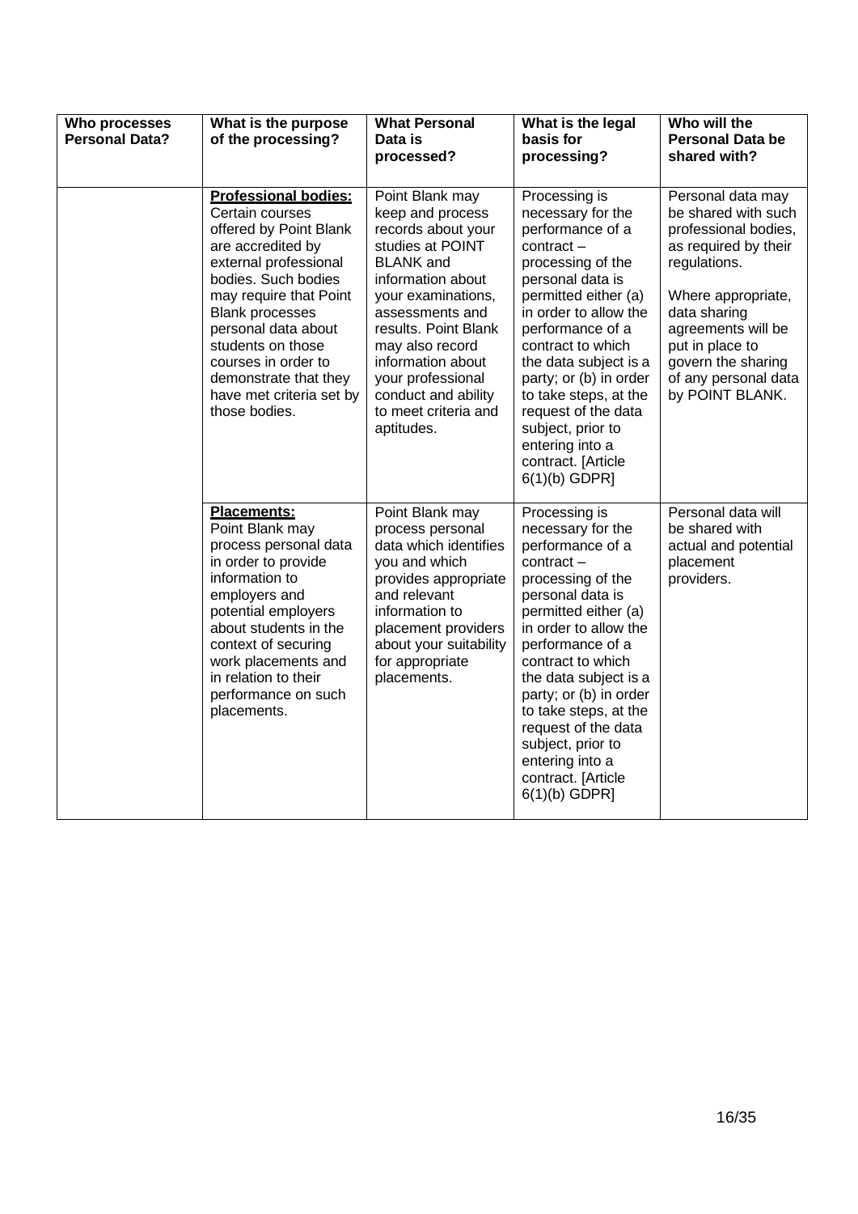| Who processes Personal Data? | What is the purpose of the processing? | What Personal Data is processed? | What is the legal basis for processing? | Who will the Personal Data be shared with? |
|---|---|---|---|---|
| | **Professional bodies:** Certain courses offered by Point Blank are accredited by external professional bodies. Such bodies may require that Point Blank processes personal data about students on those courses in order to demonstrate that they have met criteria set by those bodies. | Point Blank may keep and process records about your studies at POINT BLANK and information about your examinations, assessments and results. Point Blank may also record information about your professional conduct and ability to meet criteria and aptitudes. | Processing is necessary for the performance of a contract – processing of the personal data is permitted either (a) in order to allow the performance of a contract to which the data subject is a party; or (b) in order to take steps, at the request of the data subject, prior to entering into a contract. [Article 6(1)(b) GDPR] | Personal data may be shared with such professional bodies, as required by their regulations.<br><br>Where appropriate, data sharing agreements will be put in place to govern the sharing of any personal data by POINT BLANK. |
| | **Placements:** Point Blank may process personal data in order to provide information to employers and potential employers about students in the context of securing work placements and in relation to their performance on such placements. | Point Blank may process personal data which identifies you and which provides appropriate and relevant information to placement providers about your suitability for appropriate placements. | Processing is necessary for the performance of a contract – processing of the personal data is permitted either (a) in order to allow the performance of a contract to which the data subject is a party; or (b) in order to take steps, at the request of the data subject, prior to entering into a contract. [Article 6(1)(b) GDPR] | Personal data will be shared with actual and potential placement providers. |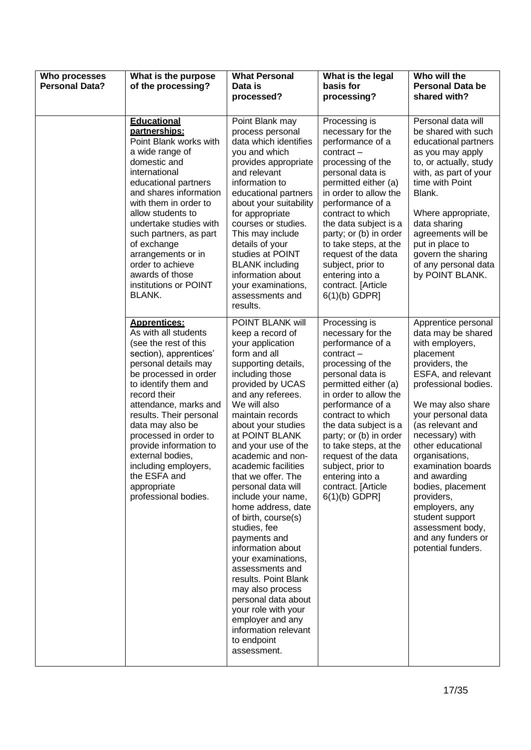| Who processes Personal Data? | What is the purpose of the processing? | What Personal Data is processed? | What is the legal basis for processing? | Who will the Personal Data be shared with? |
|---|---|---|---|---|
| | **<u>Educational partnerships:</u>** Point Blank works with a wide range of domestic and international educational partners and shares information with them in order to allow students to undertake studies with such partners, as part of exchange arrangements or in order to achieve awards of those institutions or POINT BLANK. | Point Blank may process personal data which identifies you and which provides appropriate and relevant information to educational partners about your suitability for appropriate courses or studies. This may include details of your studies at POINT BLANK including information about your examinations, assessments and results. | Processing is necessary for the performance of a contract – processing of the personal data is permitted either (a) in order to allow the performance of a contract to which the data subject is a party; or (b) in order to take steps, at the request of the data subject, prior to entering into a contract. [Article 6(1)(b) GDPR] | Personal data will be shared with such educational partners as you may apply to, or actually, study with, as part of your time with Point Blank.<br><br>Where appropriate, data sharing agreements will be put in place to govern the sharing of any personal data by POINT BLANK. |
| | **<u>Apprentices:</u>** As with all students (see the rest of this section), apprentices' personal details may be processed in order to identify them and record their attendance, marks and results. Their personal data may also be processed in order to provide information to external bodies, including employers, the ESFA and appropriate professional bodies. | POINT BLANK will keep a record of your application form and all supporting details, including those provided by UCAS and any referees. We will also maintain records about your studies at POINT BLANK and your use of the academic and non-academic facilities that we offer. The personal data will include your name, home address, date of birth, course(s) studies, fee payments and information about your examinations, assessments and results. Point Blank may also process personal data about your role with your employer and any information relevant to endpoint assessment. | Processing is necessary for the performance of a contract – processing of the personal data is permitted either (a) in order to allow the performance of a contract to which the data subject is a party; or (b) in order to take steps, at the request of the data subject, prior to entering into a contract. [Article 6(1)(b) GDPR] | Apprentice personal data may be shared with employers, placement providers, the ESFA, and relevant professional bodies.<br><br>We may also share your personal data (as relevant and necessary) with other educational organisations, examination boards and awarding bodies, placement providers, employers, any student support assessment body, and any funders or potential funders. |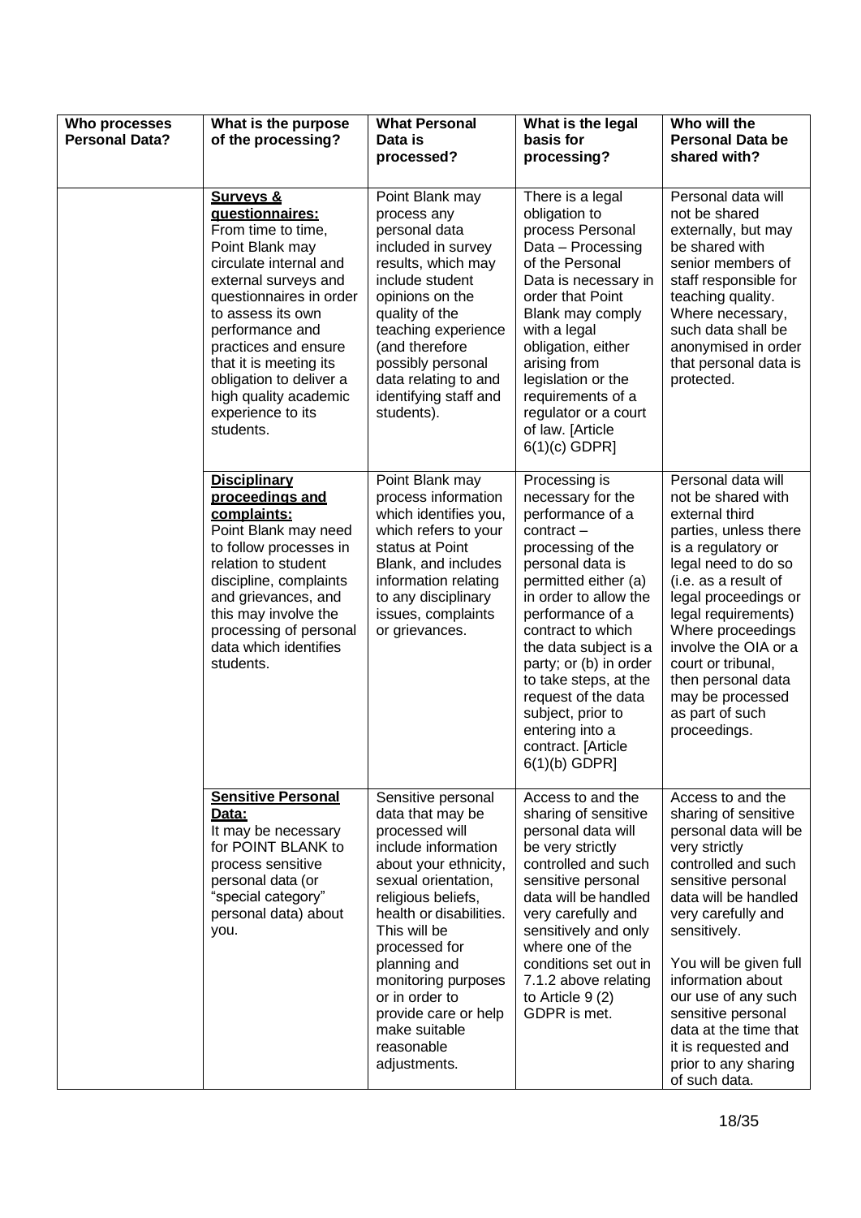| Who processes Personal Data? | What is the purpose of the processing? | What Personal Data is processed? | What is the legal basis for processing? | Who will the Personal Data be shared with? |
|---|---|---|---|---|
| | **Surveys & questionnaires:** From time to time, Point Blank may circulate internal and external surveys and questionnaires in order to assess its own performance and practices and ensure that it is meeting its obligation to deliver a high quality academic experience to its students. | Point Blank may process any personal data included in survey results, which may include student opinions on the quality of the teaching experience (and therefore possibly personal data relating to and identifying staff and students). | There is a legal obligation to process Personal Data – Processing of the Personal Data is necessary in order that Point Blank may comply with a legal obligation, either arising from legislation or the requirements of a regulator or a court of law. [Article 6(1)(c) GDPR] | Personal data will not be shared externally, but may be shared with senior members of staff responsible for teaching quality. Where necessary, such data shall be anonymised in order that personal data is protected. |
| | **Disciplinary proceedings and complaints:** Point Blank may need to follow processes in relation to student discipline, complaints and grievances, and this may involve the processing of personal data which identifies students. | Point Blank may process information which identifies you, which refers to your status at Point Blank, and includes information relating to any disciplinary issues, complaints or grievances. | Processing is necessary for the performance of a contract – processing of the personal data is permitted either (a) in order to allow the performance of a contract to which the data subject is a party; or (b) in order to take steps, at the request of the data subject, prior to entering into a contract. [Article 6(1)(b) GDPR] | Personal data will not be shared with external third parties, unless there is a regulatory or legal need to do so (i.e. as a result of legal proceedings or legal requirements) Where proceedings involve the OIA or a court or tribunal, then personal data may be processed as part of such proceedings. |
| | **Sensitive Personal Data:** It may be necessary for POINT BLANK to process sensitive personal data (or "special category" personal data) about you. | Sensitive personal data that may be processed will include information about your ethnicity, sexual orientation, religious beliefs, health or disabilities. This will be processed for planning and monitoring purposes or in order to provide care or help make suitable reasonable adjustments. | Access to and the sharing of sensitive personal data will be very strictly controlled and such sensitive personal data will be handled very carefully and sensitively and only where one of the conditions set out in 7.1.2 above relating to Article 9 (2) GDPR is met. | Access to and the sharing of sensitive personal data will be very strictly controlled and such sensitive personal data will be handled very carefully and sensitively.<br><br>You will be given full information about our use of any such sensitive personal data at the time that it is requested and prior to any sharing of such data. |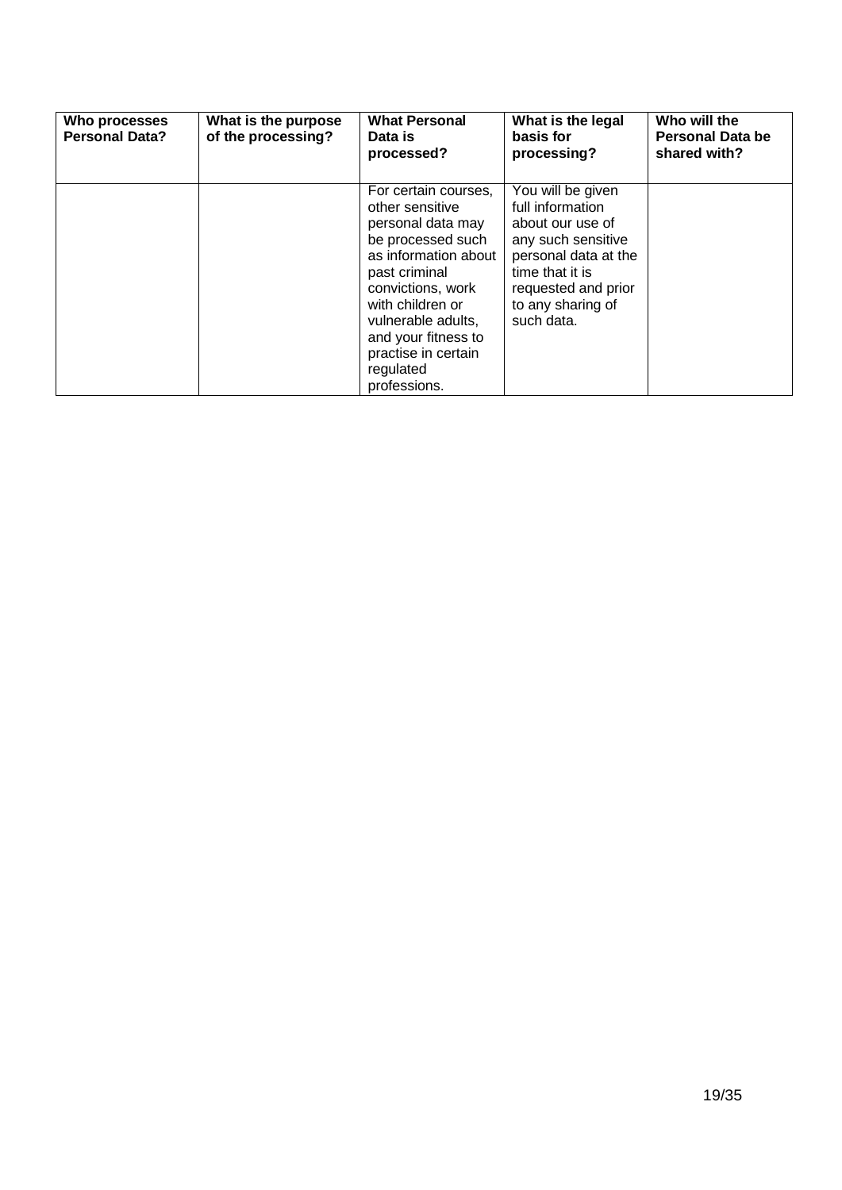| Who processes Personal Data? | What is the purpose of the processing? | What Personal Data is processed? | What is the legal basis for processing? | Who will the Personal Data be shared with? |
|---|---|---|---|---|
| | | For certain courses, other sensitive personal data may be processed such as information about past criminal convictions, work with children or vulnerable adults, and your fitness to practise in certain regulated professions. | You will be given full information about our use of any such sensitive personal data at the time that it is requested and prior to any sharing of such data. | |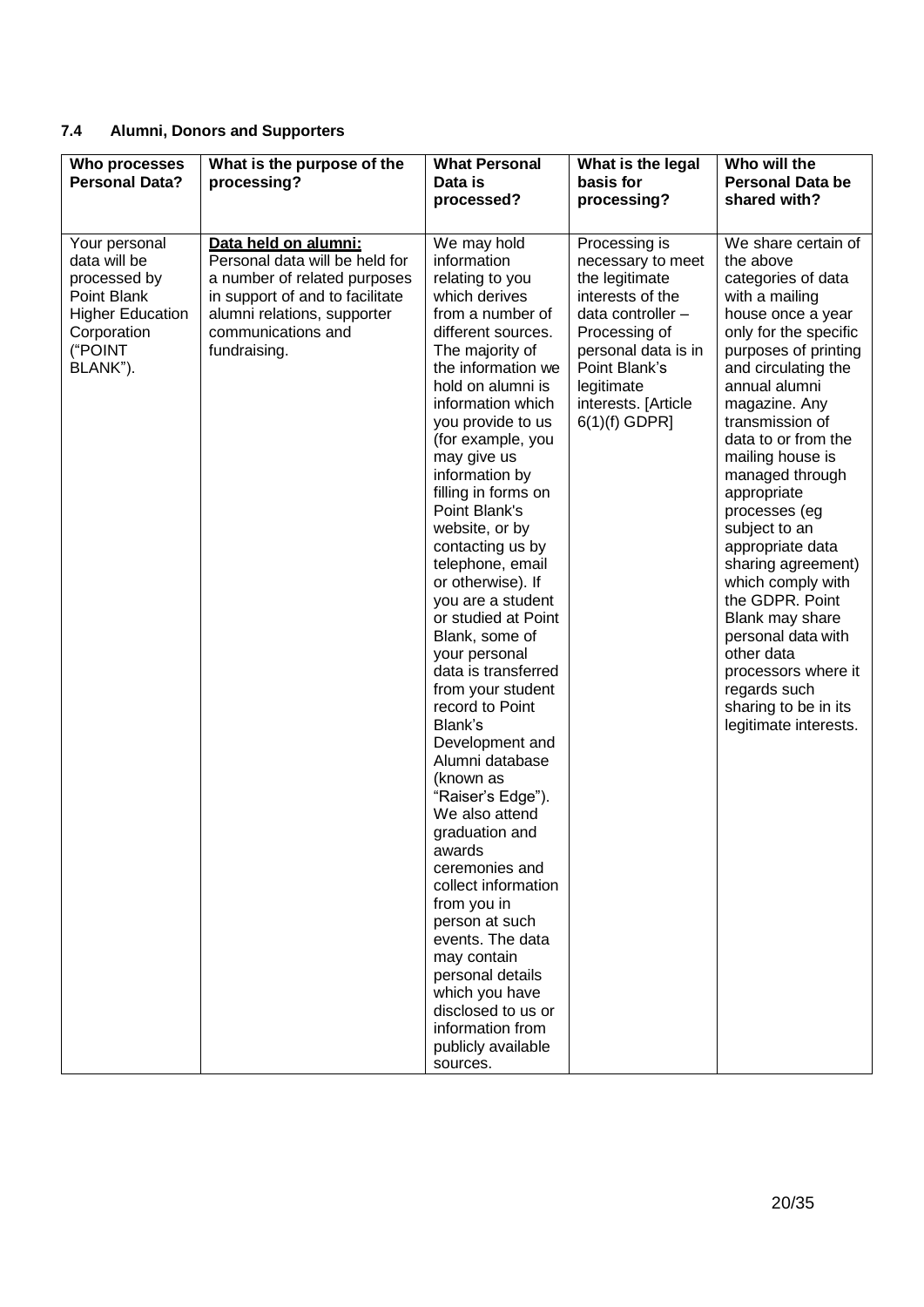### 7.4 Alumni, Donors and Supporters

| Who processes Personal Data? | What is the purpose of the processing? | What Personal Data is processed? | What is the legal basis for processing? | Who will the Personal Data be shared with? |
|---|---|---|---|---|
| Your personal data will be processed by Point Blank Higher Education Corporation ("POINT BLANK"). | **Data held on alumni:** Personal data will be held for a number of related purposes in support of and to facilitate alumni relations, supporter communications and fundraising. | We may hold information relating to you which derives from a number of different sources. The majority of the information we hold on alumni is information which you provide to us (for example, you may give us information by filling in forms on Point Blank's website, or by contacting us by telephone, email or otherwise). If you are a student or studied at Point Blank, some of your personal data is transferred from your student record to Point Blank's Development and Alumni database (known as "Raiser's Edge"). We also attend graduation and awards ceremonies and collect information from you in person at such events. The data may contain personal details which you have disclosed to us or information from publicly available sources. | Processing is necessary to meet the legitimate interests of the data controller – Processing of personal data is in Point Blank's legitimate interests. [Article 6(1)(f) GDPR] | We share certain of the above categories of data with a mailing house once a year only for the specific purposes of printing and circulating the annual alumni magazine. Any transmission of data to or from the mailing house is managed through appropriate processes (eg subject to an appropriate data sharing agreement) which comply with the GDPR. Point Blank may share personal data with other data processors where it regards such sharing to be in its legitimate interests. |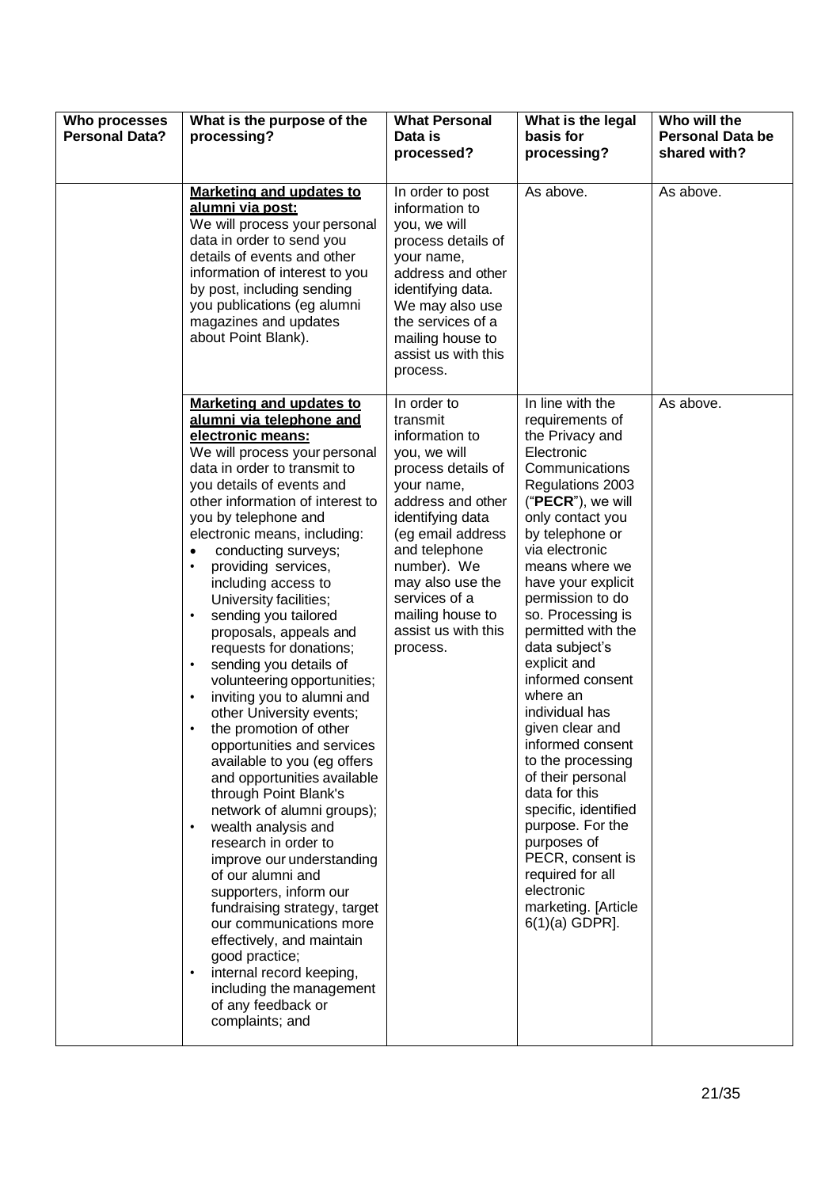| Who processes Personal Data? | What is the purpose of the processing? | What Personal Data is processed? | What is the legal basis for processing? | Who will the Personal Data be shared with? |
|---|---|---|---|---|
| | **Marketing and updates to alumni via post:** We will process your personal data in order to send you details of events and other information of interest to you by post, including sending you publications (eg alumni magazines and updates about Point Blank). | In order to post information to you, we will process details of your name, address and other identifying data. We may also use the services of a mailing house to assist us with this process. | As above. | As above. |
| | **Marketing and updates to alumni via telephone and electronic means:** We will process your personal data in order to transmit to you details of events and other information of interest to you by telephone and electronic means, including: <br>• conducting surveys; <br>• providing services, including access to University facilities; <br>• sending you tailored proposals, appeals and requests for donations; <br>• sending you details of volunteering opportunities; <br>• inviting you to alumni and other University events; <br>• the promotion of other opportunities and services available to you (eg offers and opportunities available through Point Blank's network of alumni groups); <br>• wealth analysis and research in order to improve our understanding of our alumni and supporters, inform our fundraising strategy, target our communications more effectively, and maintain good practice; <br>• internal record keeping, including the management of any feedback or complaints; and | In order to transmit information to you, we will process details of your name, address and other identifying data (eg email address and telephone number). We may also use the services of a mailing house to assist us with this process. | In line with the requirements of the Privacy and Electronic Communications Regulations 2003 ("**PECR**"), we will only contact you by telephone or via electronic means where we have your explicit permission to do so. Processing is permitted with the data subject's explicit and informed consent where an individual has given clear and informed consent to the processing of their personal data for this specific, identified purpose. For the purposes of PECR, consent is required for all electronic marketing. [Article 6(1)(a) GDPR]. | As above. |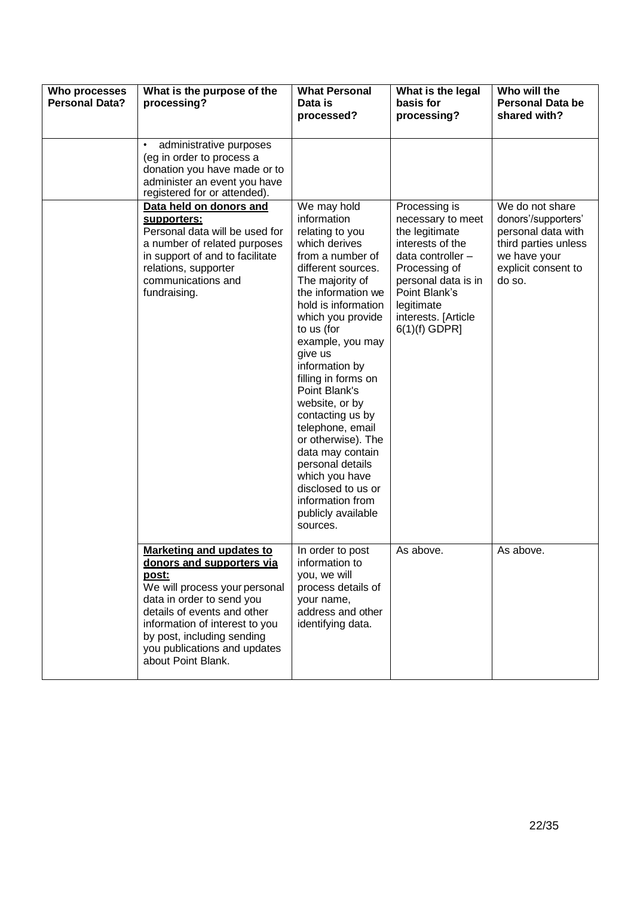| Who processes Personal Data? | What is the purpose of the processing? | What Personal Data is processed? | What is the legal basis for processing? | Who will the Personal Data be shared with? |
|---|---|---|---|---|
| | • administrative purposes (eg in order to process a donation you have made or to administer an event you have registered for or attended). | | | |
| | **Data held on donors and supporters:** Personal data will be used for a number of related purposes in support of and to facilitate relations, supporter communications and fundraising. | We may hold information relating to you which derives from a number of different sources. The majority of the information we hold is information which you provide to us (for example, you may give us information by filling in forms on Point Blank's website, or by contacting us by telephone, email or otherwise). The data may contain personal details which you have disclosed to us or information from publicly available sources. | Processing is necessary to meet the legitimate interests of the data controller – Processing of personal data is in Point Blank's legitimate interests. [Article 6(1)(f) GDPR] | We do not share donors'/supporters' personal data with third parties unless we have your explicit consent to do so. |
| | **Marketing and updates to donors and supporters via post:** We will process your personal data in order to send you details of events and other information of interest to you by post, including sending you publications and updates about Point Blank. | In order to post information to you, we will process details of your name, address and other identifying data. | As above. | As above. |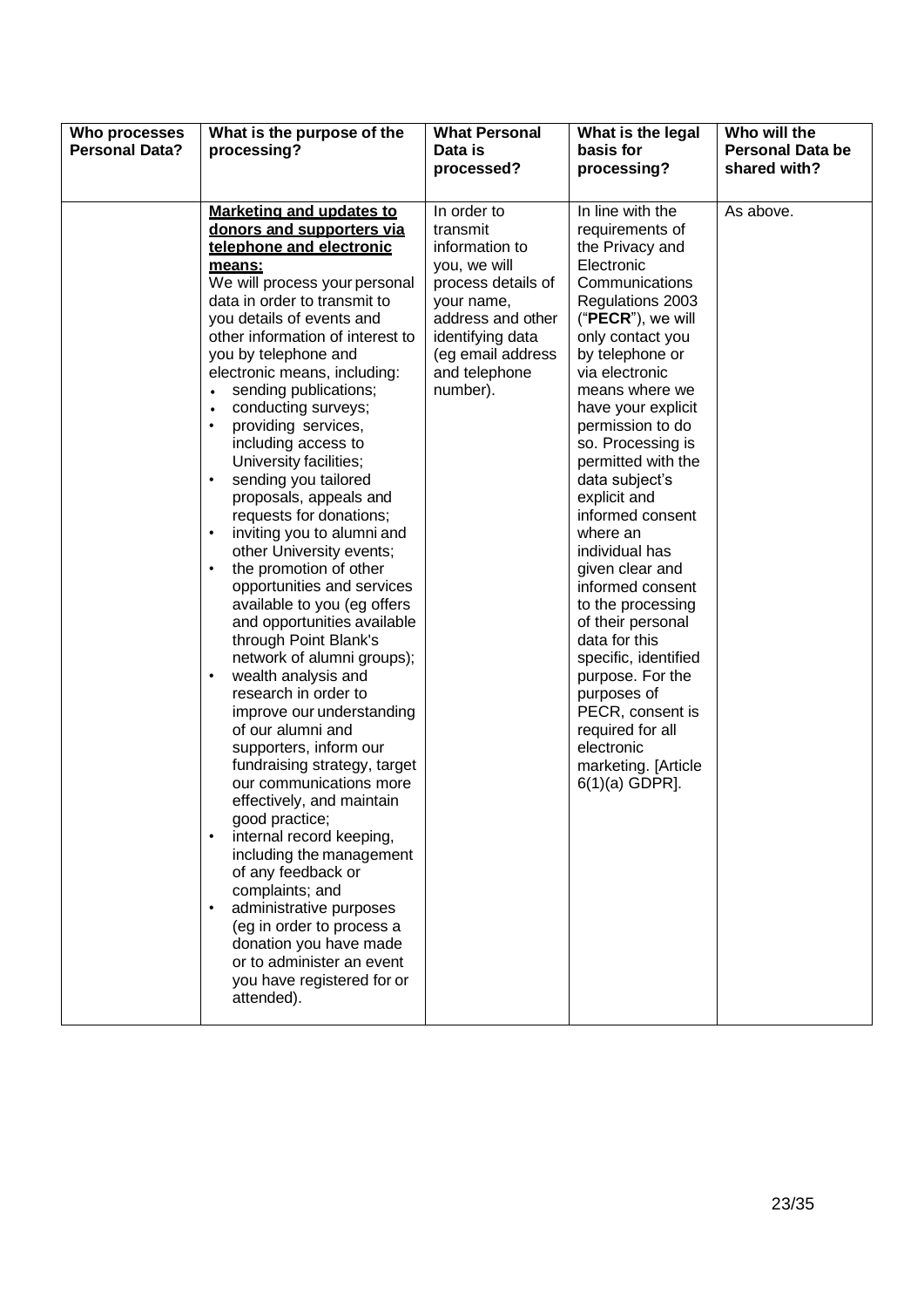| Who processes Personal Data? | What is the purpose of the processing? | What Personal Data is processed? | What is the legal basis for processing? | Who will the Personal Data be shared with? |
|---|---|---|---|---|
| | **Marketing and updates to donors and supporters via telephone and electronic means:**<br>We will process your personal data in order to transmit to you details of events and other information of interest to you by telephone and electronic means, including:<br>• sending publications;<br>• conducting surveys;<br>• providing services, including access to University facilities;<br>• sending you tailored proposals, appeals and requests for donations;<br>• inviting you to alumni and other University events;<br>• the promotion of other opportunities and services available to you (eg offers and opportunities available through Point Blank's network of alumni groups);<br>• wealth analysis and research in order to improve our understanding of our alumni and supporters, inform our fundraising strategy, target our communications more effectively, and maintain good practice;<br>• internal record keeping, including the management of any feedback or complaints; and<br>• administrative purposes (eg in order to process a donation you have made or to administer an event you have registered for or attended). | In order to transmit information to you, we will process details of your name, address and other identifying data (eg email address and telephone number). | In line with the requirements of the Privacy and Electronic Communications Regulations 2003 ("**PECR**"), we will only contact you by telephone or via electronic means where we have your explicit permission to do so. Processing is permitted with the data subject's explicit and informed consent where an individual has given clear and informed consent to the processing of their personal data for this specific, identified purpose. For the purposes of PECR, consent is required for all electronic marketing. [Article 6(1)(a) GDPR]. | As above. |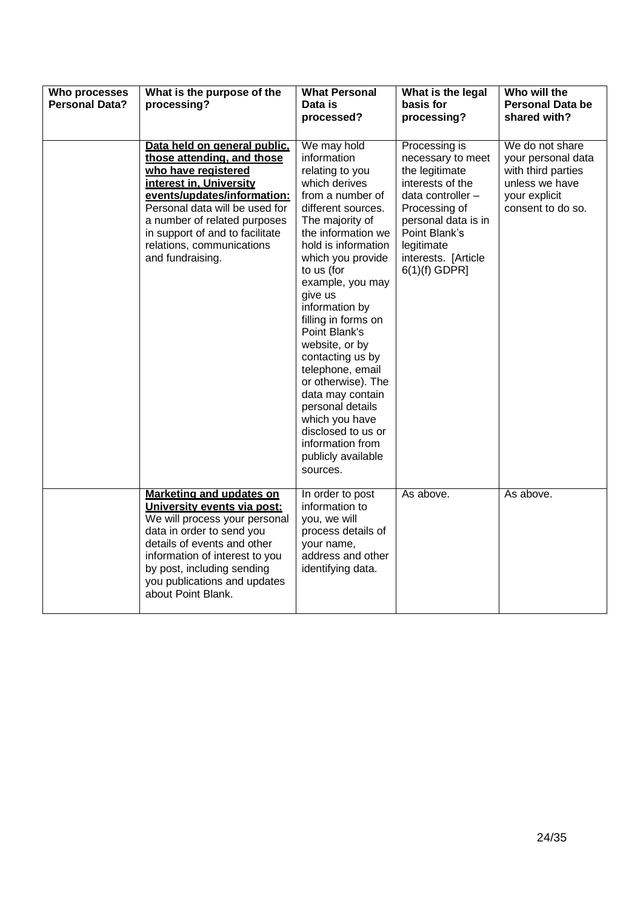| Who processes Personal Data? | What is the purpose of the processing? | What Personal Data is processed? | What is the legal basis for processing? | Who will the Personal Data be shared with? |
|---|---|---|---|---|
| | **Data held on general public, those attending, and those who have registered interest in, University events/updates/information:** Personal data will be used for a number of related purposes in support of and to facilitate relations, communications and fundraising. | We may hold information relating to you which derives from a number of different sources. The majority of the information we hold is information which you provide to us (for example, you may give us information by filling in forms on Point Blank's website, or by contacting us by telephone, email or otherwise). The data may contain personal details which you have disclosed to us or information from publicly available sources. | Processing is necessary to meet the legitimate interests of the data controller – Processing of personal data is in Point Blank's legitimate interests. [Article 6(1)(f) GDPR] | We do not share your personal data with third parties unless we have your explicit consent to do so. |
| | **Marketing and updates on University events via post:** We will process your personal data in order to send you details of events and other information of interest to you by post, including sending you publications and updates about Point Blank. | In order to post information to you, we will process details of your name, address and other identifying data. | As above. | As above. |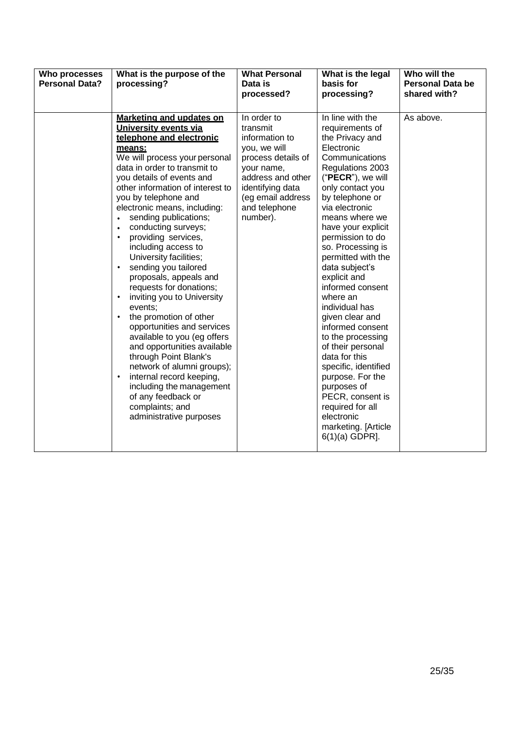| Who processes Personal Data? | What is the purpose of the processing? | What Personal Data is processed? | What is the legal basis for processing? | Who will the Personal Data be shared with? |
|---|---|---|---|---|
| | **<u>Marketing and updates on University events via telephone and electronic means:</u>**<br>We will process your personal data in order to transmit to you details of events and other information of interest to you by telephone and electronic means, including:<br>• sending publications;<br>• conducting surveys;<br>• providing services, including access to University facilities;<br>• sending you tailored proposals, appeals and requests for donations;<br>• inviting you to University events;<br>• the promotion of other opportunities and services available to you (eg offers and opportunities available through Point Blank's network of alumni groups);<br>• internal record keeping, including the management of any feedback or complaints; and administrative purposes | In order to transmit information to you, we will process details of your name, address and other identifying data (eg email address and telephone number). | In line with the requirements of the Privacy and Electronic Communications Regulations 2003 ("**PECR**"), we will only contact you by telephone or via electronic means where we have your explicit permission to do so. Processing is permitted with the data subject's explicit and informed consent where an individual has given clear and informed consent to the processing of their personal data for this specific, identified purpose. For the purposes of PECR, consent is required for all electronic marketing. [Article 6(1)(a) GDPR]. | As above. |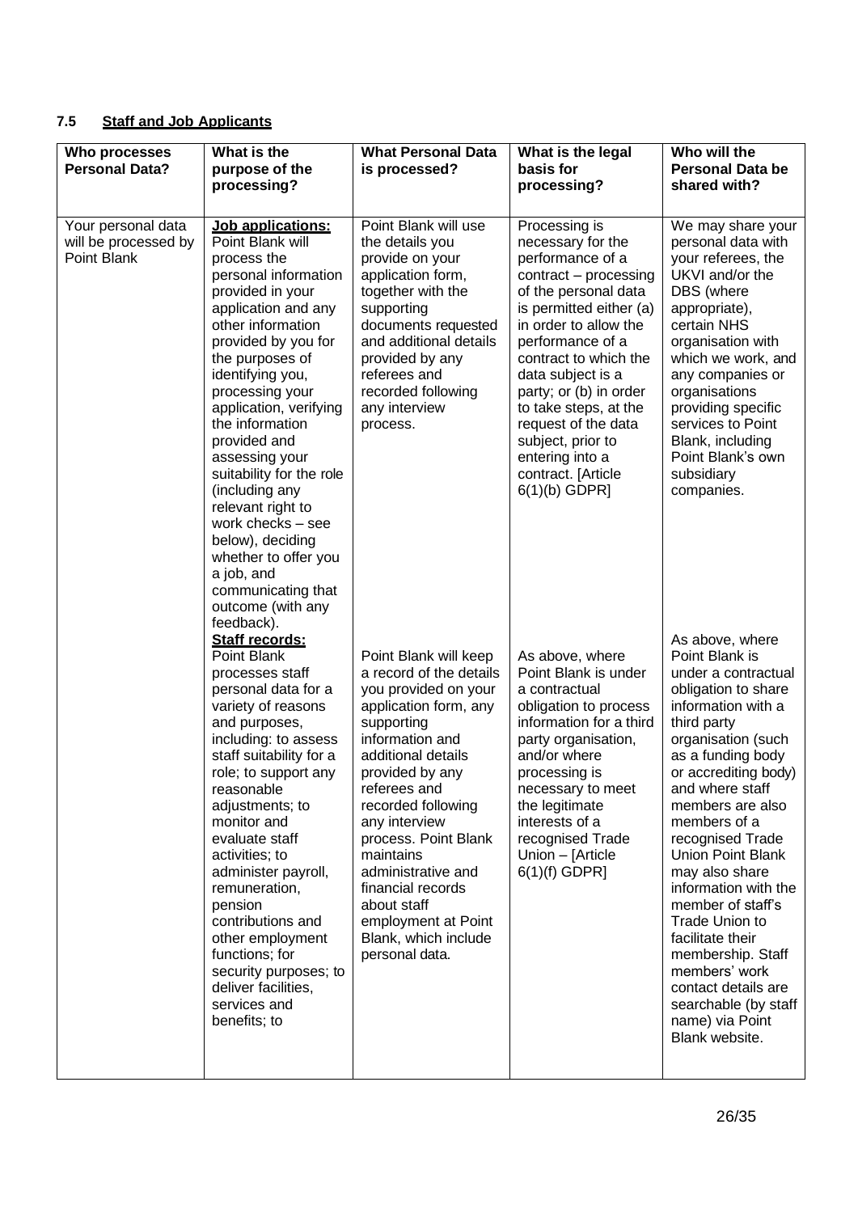## 7.5 Staff and Job Applicants

| Who processes Personal Data? | What is the purpose of the processing? | What Personal Data is processed? | What is the legal basis for processing? | Who will the Personal Data be shared with? |
|---|---|---|---|---|
| Your personal data will be processed by Point Blank | **Job applications:** Point Blank will process the personal information provided in your application and any other information provided by you for the purposes of identifying you, processing your application, verifying the information provided and assessing your suitability for the role (including any relevant right to work checks – see below), deciding whether to offer you a job, and communicating that outcome (with any feedback). | Point Blank will use the details you provide on your application form, together with the supporting documents requested and additional details provided by any referees and recorded following any interview process. | Processing is necessary for the performance of a contract – processing of the personal data is permitted either (a) in order to allow the performance of a contract to which the data subject is a party; or (b) in order to take steps, at the request of the data subject, prior to entering into a contract. [Article 6(1)(b) GDPR] | We may share your personal data with your referees, the UKVI and/or the DBS (where appropriate), certain NHS organisation with which we work, and any companies or organisations providing specific services to Point Blank, including Point Blank's own subsidiary companies. |
| | **Staff records:** Point Blank processes staff personal data for a variety of reasons and purposes, including: to assess staff suitability for a role; to support any reasonable adjustments; to monitor and evaluate staff activities; to administer payroll, remuneration, pension contributions and other employment functions; for security purposes; to deliver facilities, services and benefits; to | Point Blank will keep a record of the details you provided on your application form, any supporting information and additional details provided by any referees and recorded following any interview process. Point Blank maintains administrative and financial records about staff employment at Point Blank, which include personal data. | As above, where Point Blank is under a contractual obligation to process information for a third party organisation, and/or where processing is necessary to meet the legitimate interests of a recognised Trade Union – [Article 6(1)(f) GDPR] | As above, where Point Blank is under a contractual obligation to share information with a third party organisation (such as a funding body or accrediting body) and where staff members are also members of a recognised Trade Union Point Blank may also share information with the member of staff's Trade Union to facilitate their membership. Staff members' work contact details are searchable (by staff name) via Point Blank website. |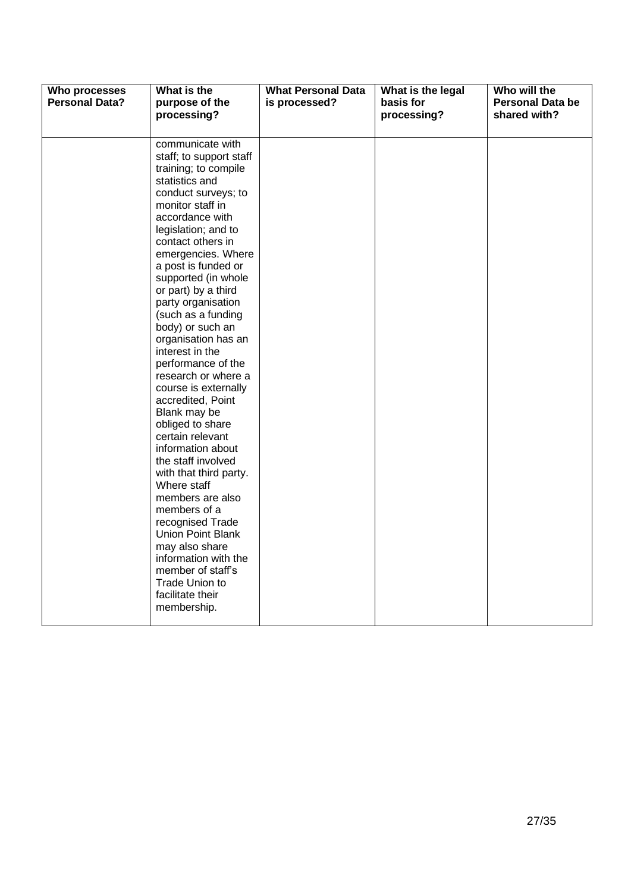| Who processes Personal Data? | What is the purpose of the processing? | What Personal Data is processed? | What is the legal basis for processing? | Who will the Personal Data be shared with? |
|---|---|---|---|---|
| | communicate with staff; to support staff training; to compile statistics and conduct surveys; to monitor staff in accordance with legislation; and to contact others in emergencies. Where a post is funded or supported (in whole or part) by a third party organisation (such as a funding body) or such an organisation has an interest in the performance of the research or where a course is externally accredited, Point Blank may be obliged to share certain relevant information about the staff involved with that third party. Where staff members are also members of a recognised Trade Union Point Blank may also share information with the member of staff's Trade Union to facilitate their membership. | | | |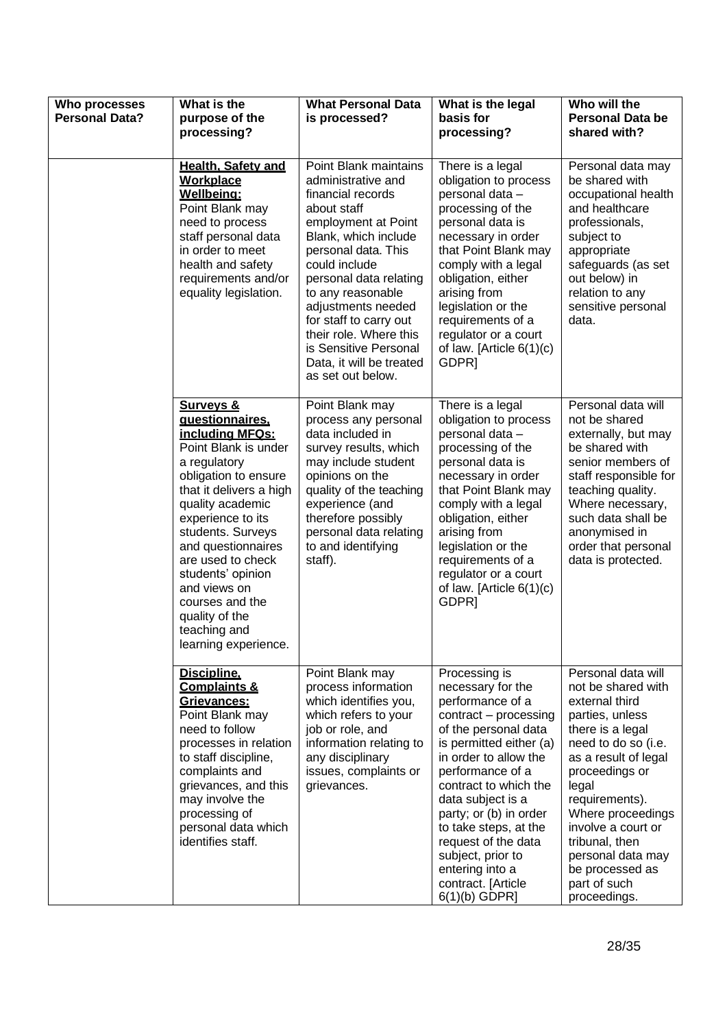| Who processes Personal Data? | What is the purpose of the processing? | What Personal Data is processed? | What is the legal basis for processing? | Who will the Personal Data be shared with? |
|---|---|---|---|---|
| | **Health, Safety and Workplace Wellbeing:** Point Blank may need to process staff personal data in order to meet health and safety requirements and/or equality legislation. | Point Blank maintains administrative and financial records about staff employment at Point Blank, which include personal data. This could include personal data relating to any reasonable adjustments needed for staff to carry out their role. Where this is Sensitive Personal Data, it will be treated as set out below. | There is a legal obligation to process personal data – processing of the personal data is necessary in order that Point Blank may comply with a legal obligation, either arising from legislation or the requirements of a regulator or a court of law. [Article 6(1)(c) GDPR] | Personal data may be shared with occupational health and healthcare professionals, subject to appropriate safeguards (as set out below) in relation to any sensitive personal data. |
| | **Surveys & questionnaires, including MFQs:** Point Blank is under a regulatory obligation to ensure that it delivers a high quality academic experience to its students. Surveys and questionnaires are used to check students' opinion and views on courses and the quality of the teaching and learning experience. | Point Blank may process any personal data included in survey results, which may include student opinions on the quality of the teaching experience (and therefore possibly personal data relating to and identifying staff). | There is a legal obligation to process personal data – processing of the personal data is necessary in order that Point Blank may comply with a legal obligation, either arising from legislation or the requirements of a regulator or a court of law. [Article 6(1)(c) GDPR] | Personal data will not be shared externally, but may be shared with senior members of staff responsible for teaching quality. Where necessary, such data shall be anonymised in order that personal data is protected. |
| | **Discipline, Complaints & Grievances:** Point Blank may need to follow processes in relation to staff discipline, complaints and grievances, and this may involve the processing of personal data which identifies staff. | Point Blank may process information which identifies you, which refers to your job or role, and information relating to any disciplinary issues, complaints or grievances. | Processing is necessary for the performance of a contract – processing of the personal data is permitted either (a) in order to allow the performance of a contract to which the data subject is a party; or (b) in order to take steps, at the request of the data subject, prior to entering into a contract. [Article 6(1)(b) GDPR] | Personal data will not be shared with external third parties, unless there is a legal need to do so (i.e. as a result of legal proceedings or legal requirements). Where proceedings involve a court or tribunal, then personal data may be processed as part of such proceedings. |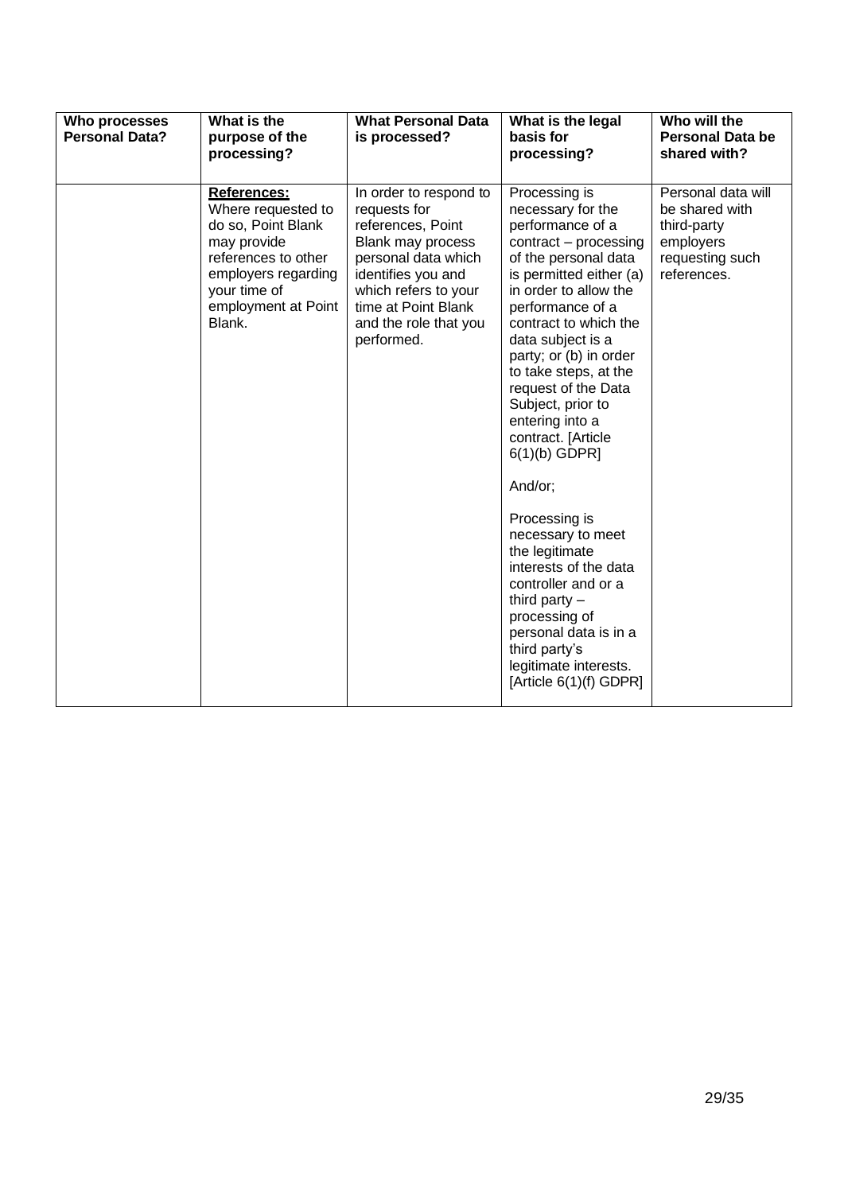| Who processes Personal Data? | What is the purpose of the processing? | What Personal Data is processed? | What is the legal basis for processing? | Who will the Personal Data be shared with? |
|---|---|---|---|---|
| | **References:** Where requested to do so, Point Blank may provide references to other employers regarding your time of employment at Point Blank. | In order to respond to requests for references, Point Blank may process personal data which identifies you and which refers to your time at Point Blank and the role that you performed. | Processing is necessary for the performance of a contract – processing of the personal data is permitted either (a) in order to allow the performance of a contract to which the data subject is a party; or (b) in order to take steps, at the request of the Data Subject, prior to entering into a contract. [Article 6(1)(b) GDPR]<br><br>And/or;<br><br>Processing is necessary to meet the legitimate interests of the data controller and or a third party – processing of personal data is in a third party's legitimate interests. [Article 6(1)(f) GDPR] | Personal data will be shared with third-party employers requesting such references. |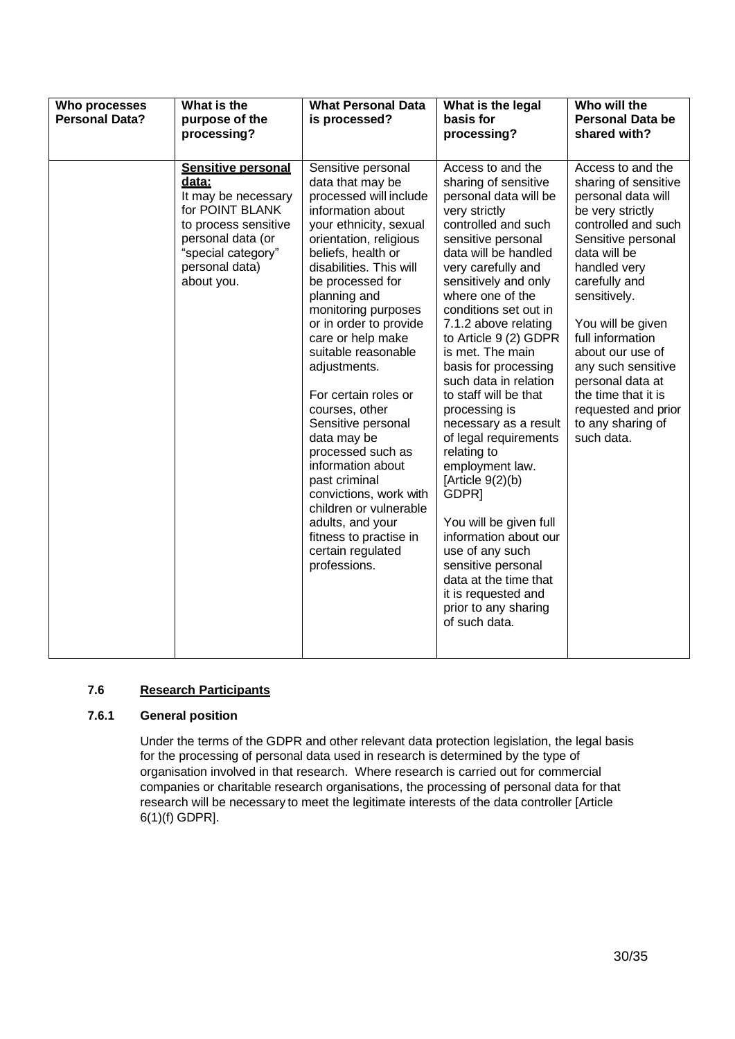| Who processes Personal Data? | What is the purpose of the processing? | What Personal Data is processed? | What is the legal basis for processing? | Who will the Personal Data be shared with? |
|---|---|---|---|---|
| | **Sensitive personal data:** It may be necessary for POINT BLANK to process sensitive personal data (or "special category" personal data) about you. | Sensitive personal data that may be processed will include information about your ethnicity, sexual orientation, religious beliefs, health or disabilities. This will be processed for planning and monitoring purposes or in order to provide care or help make suitable reasonable adjustments.<br><br>For certain roles or courses, other Sensitive personal data may be processed such as information about past criminal convictions, work with children or vulnerable adults, and your fitness to practise in certain regulated professions. | Access to and the sharing of sensitive personal data will be very strictly controlled and such sensitive personal data will be handled very carefully and sensitively and only where one of the conditions set out in 7.1.2 above relating to Article 9 (2) GDPR is met. The main basis for processing such data in relation to staff will be that processing is necessary as a result of legal requirements relating to employment law. [Article 9(2)(b) GDPR]<br><br>You will be given full information about our use of any such sensitive personal data at the time that it is requested and prior to any sharing of such data. | Access to and the sharing of sensitive personal data will be very strictly controlled and such Sensitive personal data will be handled very carefully and sensitively.<br><br>You will be given full information about our use of any such sensitive personal data at the time that it is requested and prior to any sharing of such data. |

### 7.6 Research Participants

#### 7.6.1 General position

Under the terms of the GDPR and other relevant data protection legislation, the legal basis for the processing of personal data used in research is determined by the type of organisation involved in that research. Where research is carried out for commercial companies or charitable research organisations, the processing of personal data for that research will be necessary to meet the legitimate interests of the data controller [Article 6(1)(f) GDPR].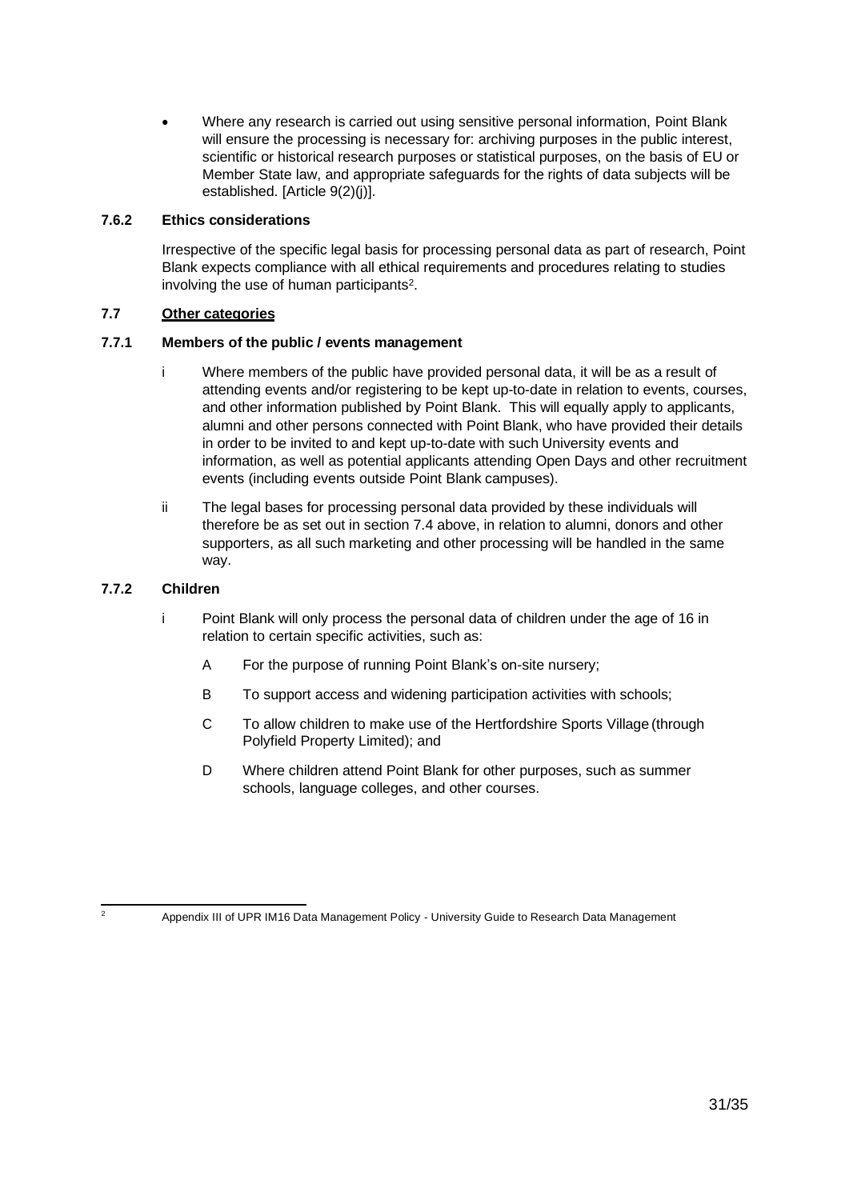- Where any research is carried out using sensitive personal information, Point Blank will ensure the processing is necessary for: archiving purposes in the public interest, scientific or historical research purposes or statistical purposes, on the basis of EU or Member State law, and appropriate safeguards for the rights of data subjects will be established. [Article 9(2)(j)].

#### 7.6.2 Ethics considerations

Irrespective of the specific legal basis for processing personal data as part of research, Point Blank expects compliance with all ethical requirements and procedures relating to studies involving the use of human participants[2].

### 7.7 Other categories

#### 7.7.1 Members of the public / events management

i Where members of the public have provided personal data, it will be as a result of attending events and/or registering to be kept up-to-date in relation to events, courses, and other information published by Point Blank. This will equally apply to applicants, alumni and other persons connected with Point Blank, who have provided their details in order to be invited to and kept up-to-date with such University events and information, as well as potential applicants attending Open Days and other recruitment events (including events outside Point Blank campuses).

ii The legal bases for processing personal data provided by these individuals will therefore be as set out in section 7.4 above, in relation to alumni, donors and other supporters, as all such marketing and other processing will be handled in the same way.

#### 7.7.2 Children

i Point Blank will only process the personal data of children under the age of 16 in relation to certain specific activities, such as:

A For the purpose of running Point Blank's on-site nursery;

B To support access and widening participation activities with schools;

C To allow children to make use of the Hertfordshire Sports Village (through Polyfield Property Limited); and

D Where children attend Point Blank for other purposes, such as summer schools, language colleges, and other courses.

---

[2] Appendix III of UPR IM16 Data Management Policy - University Guide to Research Data Management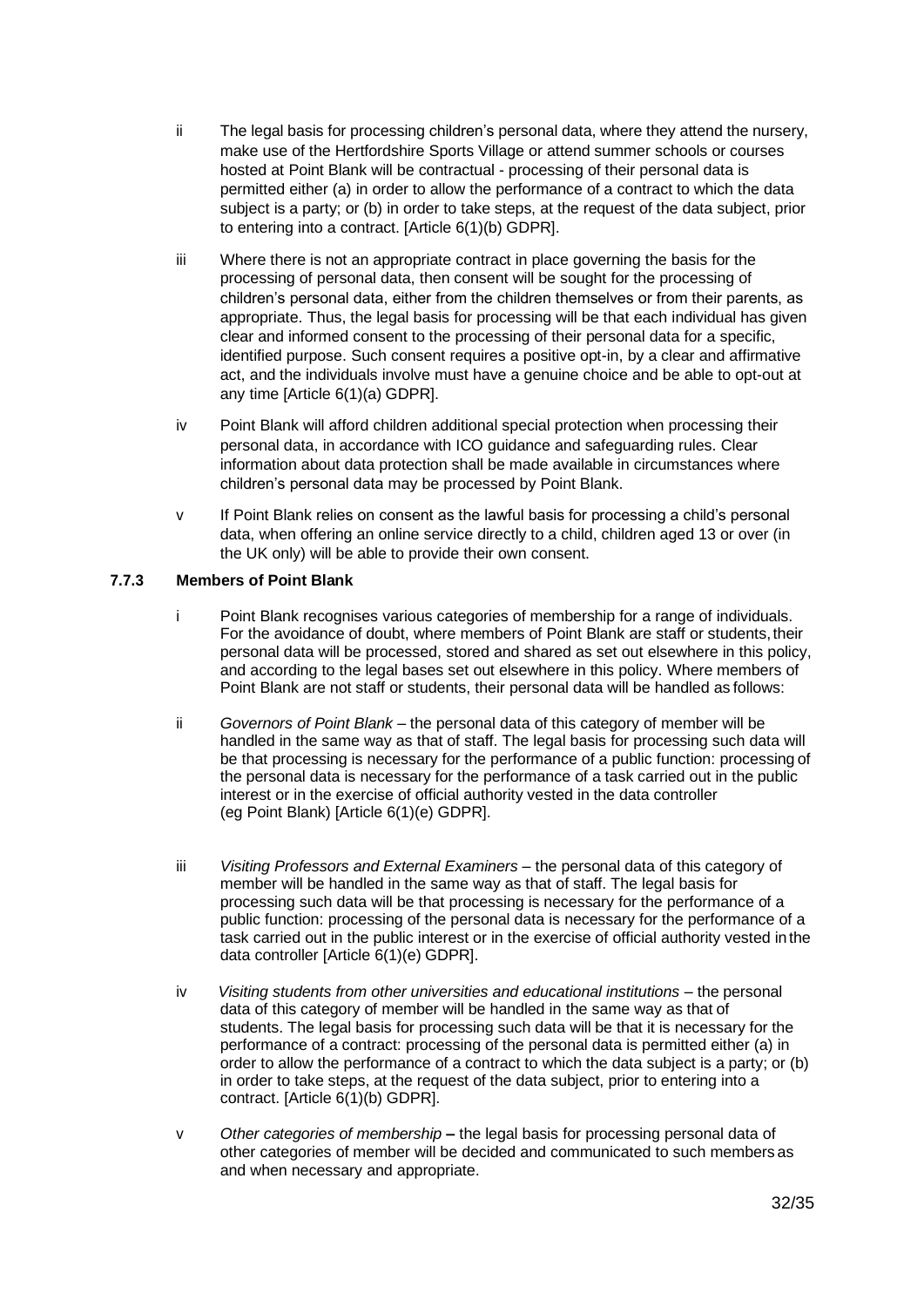ii The legal basis for processing children's personal data, where they attend the nursery, make use of the Hertfordshire Sports Village or attend summer schools or courses hosted at Point Blank will be contractual - processing of their personal data is permitted either (a) in order to allow the performance of a contract to which the data subject is a party; or (b) in order to take steps, at the request of the data subject, prior to entering into a contract. [Article 6(1)(b) GDPR].

iii Where there is not an appropriate contract in place governing the basis for the processing of personal data, then consent will be sought for the processing of children's personal data, either from the children themselves or from their parents, as appropriate. Thus, the legal basis for processing will be that each individual has given clear and informed consent to the processing of their personal data for a specific, identified purpose. Such consent requires a positive opt-in, by a clear and affirmative act, and the individuals involve must have a genuine choice and be able to opt-out at any time [Article 6(1)(a) GDPR].

iv Point Blank will afford children additional special protection when processing their personal data, in accordance with ICO guidance and safeguarding rules. Clear information about data protection shall be made available in circumstances where children's personal data may be processed by Point Blank.

v If Point Blank relies on consent as the lawful basis for processing a child's personal data, when offering an online service directly to a child, children aged 13 or over (in the UK only) will be able to provide their own consent.

### 7.7.3 Members of Point Blank

i Point Blank recognises various categories of membership for a range of individuals. For the avoidance of doubt, where members of Point Blank are staff or students, their personal data will be processed, stored and shared as set out elsewhere in this policy, and according to the legal bases set out elsewhere in this policy. Where members of Point Blank are not staff or students, their personal data will be handled as follows:

ii *Governors of Point Blank* – the personal data of this category of member will be handled in the same way as that of staff. The legal basis for processing such data will be that processing is necessary for the performance of a public function: processing of the personal data is necessary for the performance of a task carried out in the public interest or in the exercise of official authority vested in the data controller (eg Point Blank) [Article 6(1)(e) GDPR].

iii *Visiting Professors and External Examiners* – the personal data of this category of member will be handled in the same way as that of staff. The legal basis for processing such data will be that processing is necessary for the performance of a public function: processing of the personal data is necessary for the performance of a task carried out in the public interest or in the exercise of official authority vested in the data controller [Article 6(1)(e) GDPR].

iv *Visiting students from other universities and educational institutions* – the personal data of this category of member will be handled in the same way as that of students. The legal basis for processing such data will be that it is necessary for the performance of a contract: processing of the personal data is permitted either (a) in order to allow the performance of a contract to which the data subject is a party; or (b) in order to take steps, at the request of the data subject, prior to entering into a contract. [Article 6(1)(b) GDPR].

v *Other categories of membership* **–** the legal basis for processing personal data of other categories of member will be decided and communicated to such members as and when necessary and appropriate.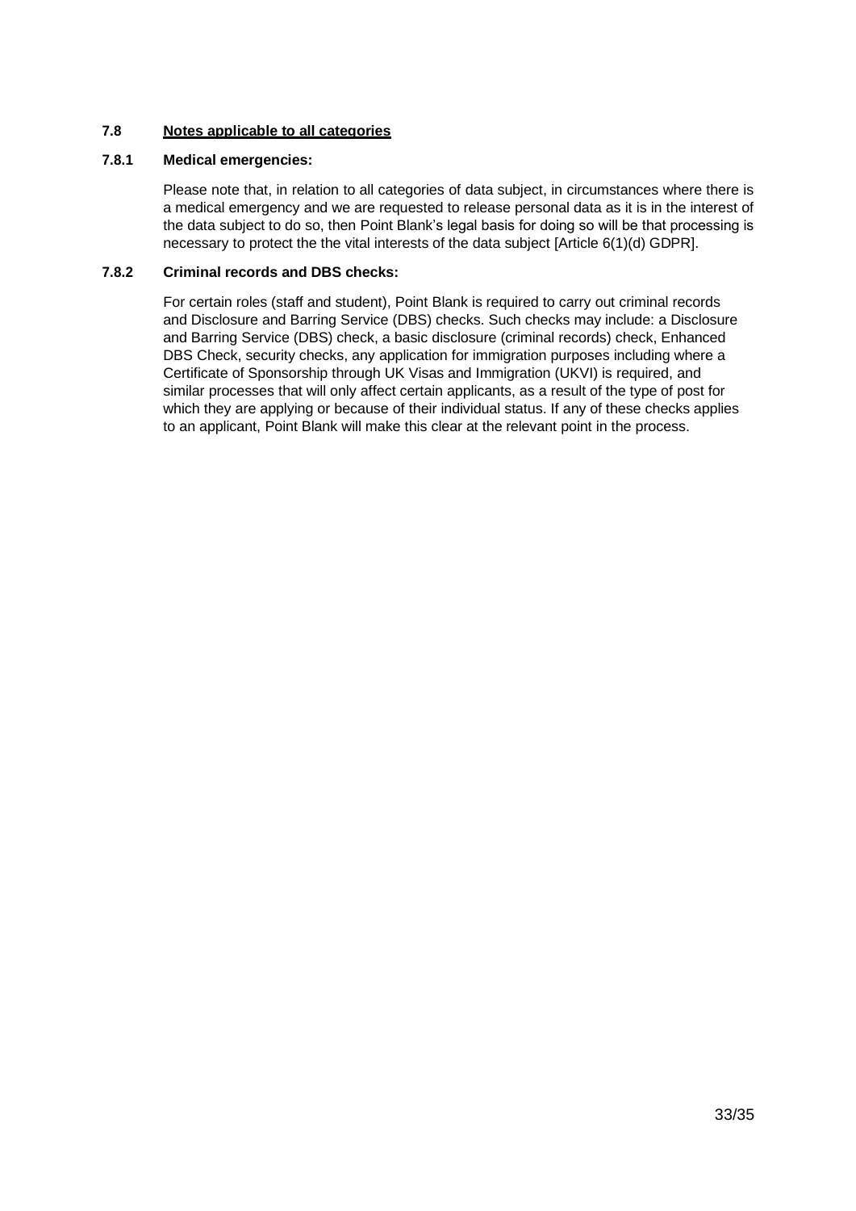### 7.8 Notes applicable to all categories

#### 7.8.1 Medical emergencies:

Please note that, in relation to all categories of data subject, in circumstances where there is a medical emergency and we are requested to release personal data as it is in the interest of the data subject to do so, then Point Blank's legal basis for doing so will be that processing is necessary to protect the the vital interests of the data subject [Article 6(1)(d) GDPR].

#### 7.8.2 Criminal records and DBS checks:

For certain roles (staff and student), Point Blank is required to carry out criminal records and Disclosure and Barring Service (DBS) checks. Such checks may include: a Disclosure and Barring Service (DBS) check, a basic disclosure (criminal records) check, Enhanced DBS Check, security checks, any application for immigration purposes including where a Certificate of Sponsorship through UK Visas and Immigration (UKVI) is required, and similar processes that will only affect certain applicants, as a result of the type of post for which they are applying or because of their individual status. If any of these checks applies to an applicant, Point Blank will make this clear at the relevant point in the process.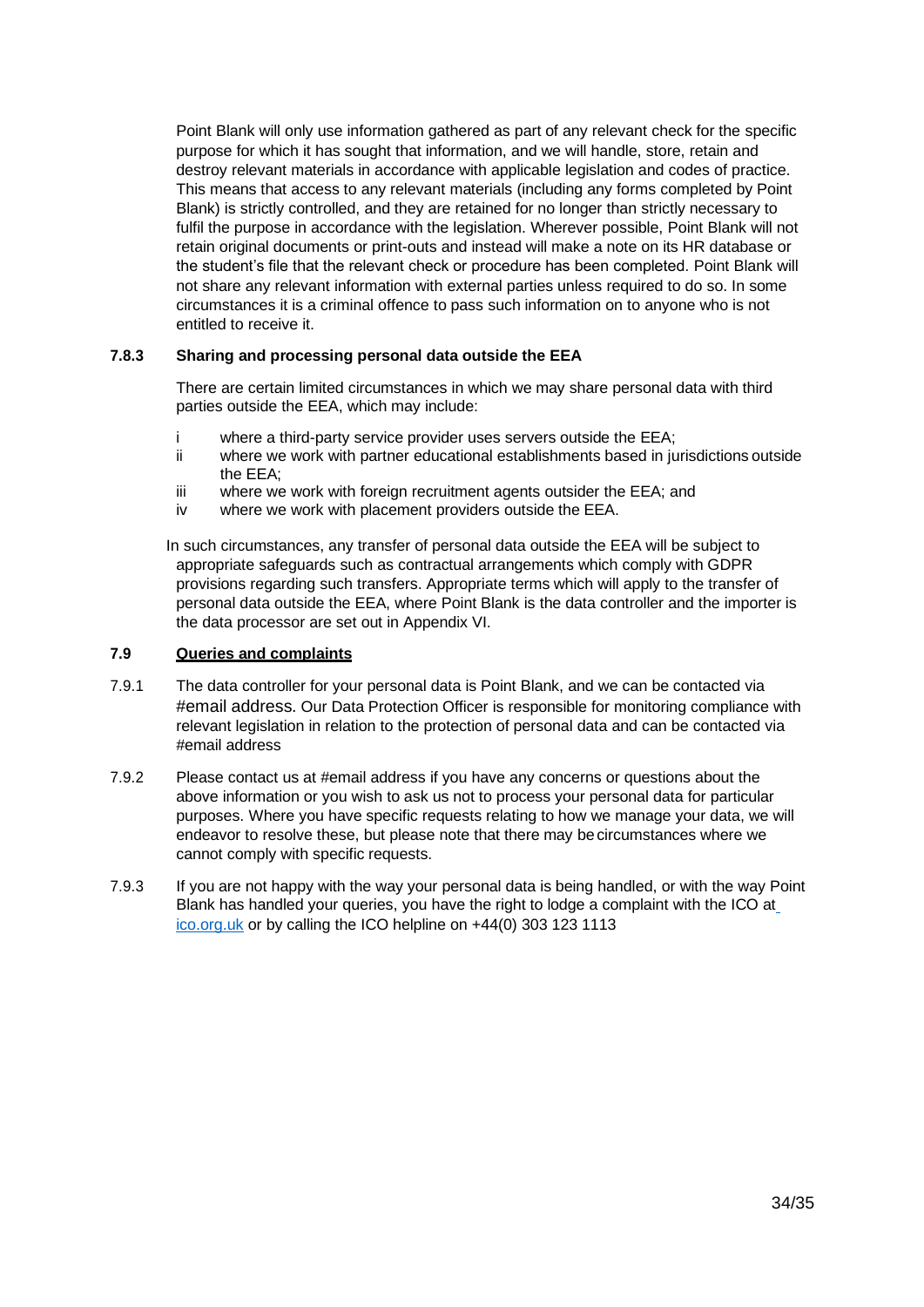Point Blank will only use information gathered as part of any relevant check for the specific purpose for which it has sought that information, and we will handle, store, retain and destroy relevant materials in accordance with applicable legislation and codes of practice. This means that access to any relevant materials (including any forms completed by Point Blank) is strictly controlled, and they are retained for no longer than strictly necessary to fulfil the purpose in accordance with the legislation. Wherever possible, Point Blank will not retain original documents or print-outs and instead will make a note on its HR database or the student's file that the relevant check or procedure has been completed. Point Blank will not share any relevant information with external parties unless required to do so. In some circumstances it is a criminal offence to pass such information on to anyone who is not entitled to receive it.

#### 7.8.3 Sharing and processing personal data outside the EEA

There are certain limited circumstances in which we may share personal data with third parties outside the EEA, which may include:

- i where a third-party service provider uses servers outside the EEA;
- ii where we work with partner educational establishments based in jurisdictions outside the EEA;
- iii where we work with foreign recruitment agents outsider the EEA; and
- iv where we work with placement providers outside the EEA.

In such circumstances, any transfer of personal data outside the EEA will be subject to appropriate safeguards such as contractual arrangements which comply with GDPR provisions regarding such transfers. Appropriate terms which will apply to the transfer of personal data outside the EEA, where Point Blank is the data controller and the importer is the data processor are set out in Appendix VI.

### 7.9 <u>Queries and complaints</u>

7.9.1 The data controller for your personal data is Point Blank, and we can be contacted via #email address. Our Data Protection Officer is responsible for monitoring compliance with relevant legislation in relation to the protection of personal data and can be contacted via #email address

7.9.2 Please contact us at #email address if you have any concerns or questions about the above information or you wish to ask us not to process your personal data for particular purposes. Where you have specific requests relating to how we manage your data, we will endeavor to resolve these, but please note that there may be circumstances where we cannot comply with specific requests.

7.9.3 If you are not happy with the way your personal data is being handled, or with the way Point Blank has handled your queries, you have the right to lodge a complaint with the ICO at [ico.org.uk](ico.org.uk) or by calling the ICO helpline on +44(0) 303 123 1113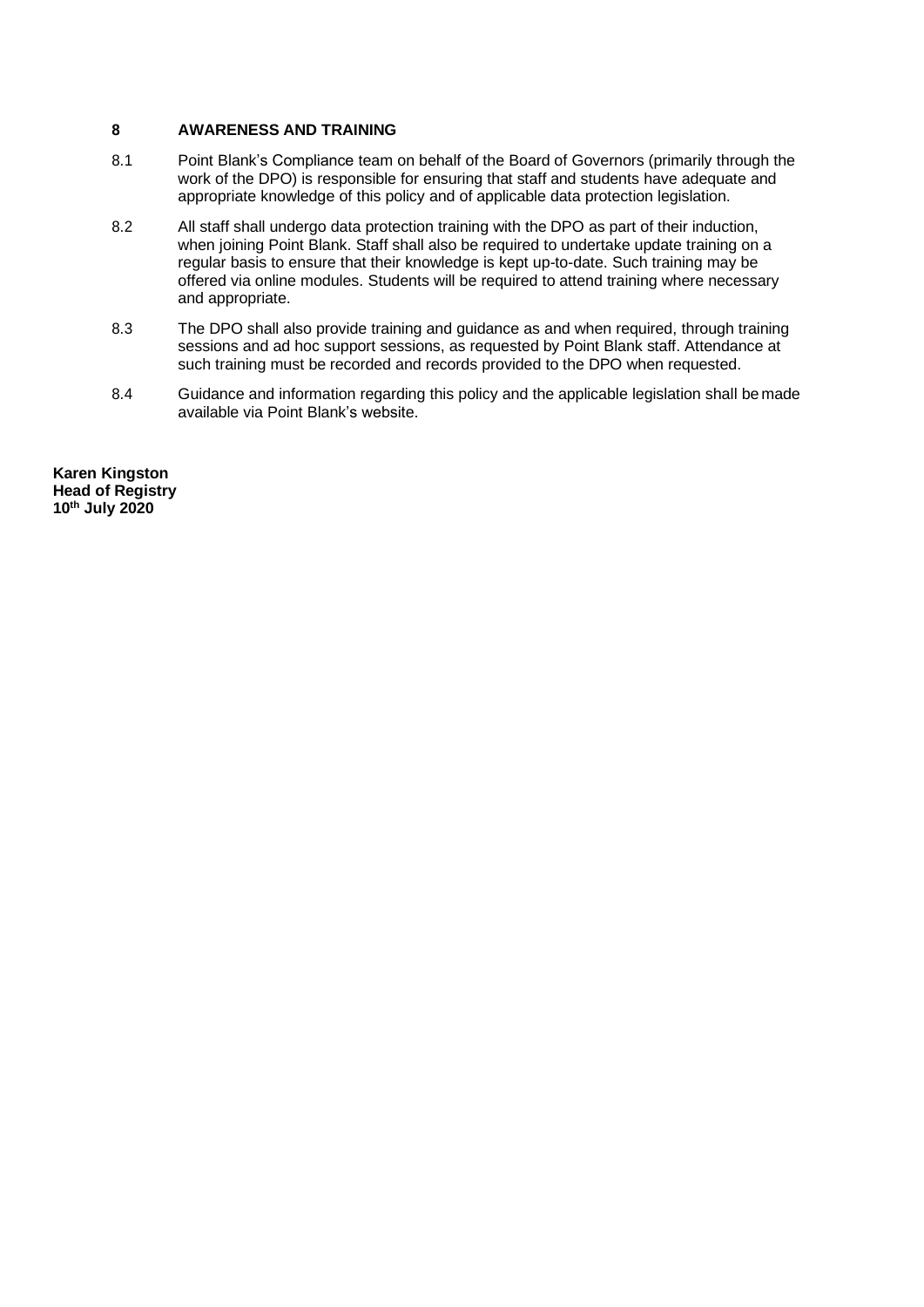## 8 AWARENESS AND TRAINING

8.1 Point Blank's Compliance team on behalf of the Board of Governors (primarily through the work of the DPO) is responsible for ensuring that staff and students have adequate and appropriate knowledge of this policy and of applicable data protection legislation.

8.2 All staff shall undergo data protection training with the DPO as part of their induction, when joining Point Blank. Staff shall also be required to undertake update training on a regular basis to ensure that their knowledge is kept up-to-date. Such training may be offered via online modules. Students will be required to attend training where necessary and appropriate.

8.3 The DPO shall also provide training and guidance as and when required, through training sessions and ad hoc support sessions, as requested by Point Blank staff. Attendance at such training must be recorded and records provided to the DPO when requested.

8.4 Guidance and information regarding this policy and the applicable legislation shall be made available via Point Blank's website.

**Karen Kingston**
**Head of Registry**
**10th July 2020**